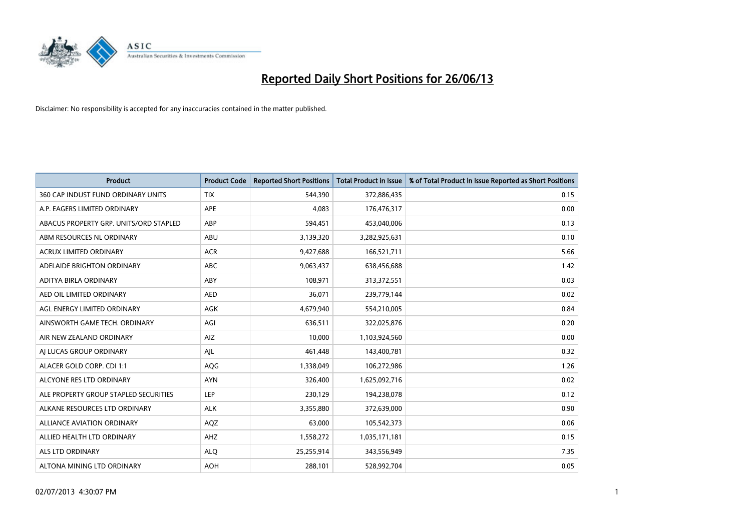# Reported Daily Short Positions for 26/06/13

Disclaimer: No responsibility is accepted for any inaccuracies contained in the matter published.

| Product | Product Code | Reported Short Positions | Total Product in Issue | % of Total Product in Issue Reported as Short Positions |
|---|---|---|---|---|
| 360 CAP INDUST FUND ORDINARY UNITS | TIX | 544,390 | 372,886,435 | 0.15 |
| A.P. EAGERS LIMITED ORDINARY | APE | 4,083 | 176,476,317 | 0.00 |
| ABACUS PROPERTY GRP. UNITS/ORD STAPLED | ABP | 594,451 | 453,040,006 | 0.13 |
| ABM RESOURCES NL ORDINARY | ABU | 3,139,320 | 3,282,925,631 | 0.10 |
| ACRUX LIMITED ORDINARY | ACR | 9,427,688 | 166,521,711 | 5.66 |
| ADELAIDE BRIGHTON ORDINARY | ABC | 9,063,437 | 638,456,688 | 1.42 |
| ADITYA BIRLA ORDINARY | ABY | 108,971 | 313,372,551 | 0.03 |
| AED OIL LIMITED ORDINARY | AED | 36,071 | 239,779,144 | 0.02 |
| AGL ENERGY LIMITED ORDINARY | AGK | 4,679,940 | 554,210,005 | 0.84 |
| AINSWORTH GAME TECH. ORDINARY | AGI | 636,511 | 322,025,876 | 0.20 |
| AIR NEW ZEALAND ORDINARY | AIZ | 10,000 | 1,103,924,560 | 0.00 |
| AJ LUCAS GROUP ORDINARY | AJL | 461,448 | 143,400,781 | 0.32 |
| ALACER GOLD CORP. CDI 1:1 | AQG | 1,338,049 | 106,272,986 | 1.26 |
| ALCYONE RES LTD ORDINARY | AYN | 326,400 | 1,625,092,716 | 0.02 |
| ALE PROPERTY GROUP STAPLED SECURITIES | LEP | 230,129 | 194,238,078 | 0.12 |
| ALKANE RESOURCES LTD ORDINARY | ALK | 3,355,880 | 372,639,000 | 0.90 |
| ALLIANCE AVIATION ORDINARY | AQZ | 63,000 | 105,542,373 | 0.06 |
| ALLIED HEALTH LTD ORDINARY | AHZ | 1,558,272 | 1,035,171,181 | 0.15 |
| ALS LTD ORDINARY | ALQ | 25,255,914 | 343,556,949 | 7.35 |
| ALTONA MINING LTD ORDINARY | AOH | 288,101 | 528,992,704 | 0.05 |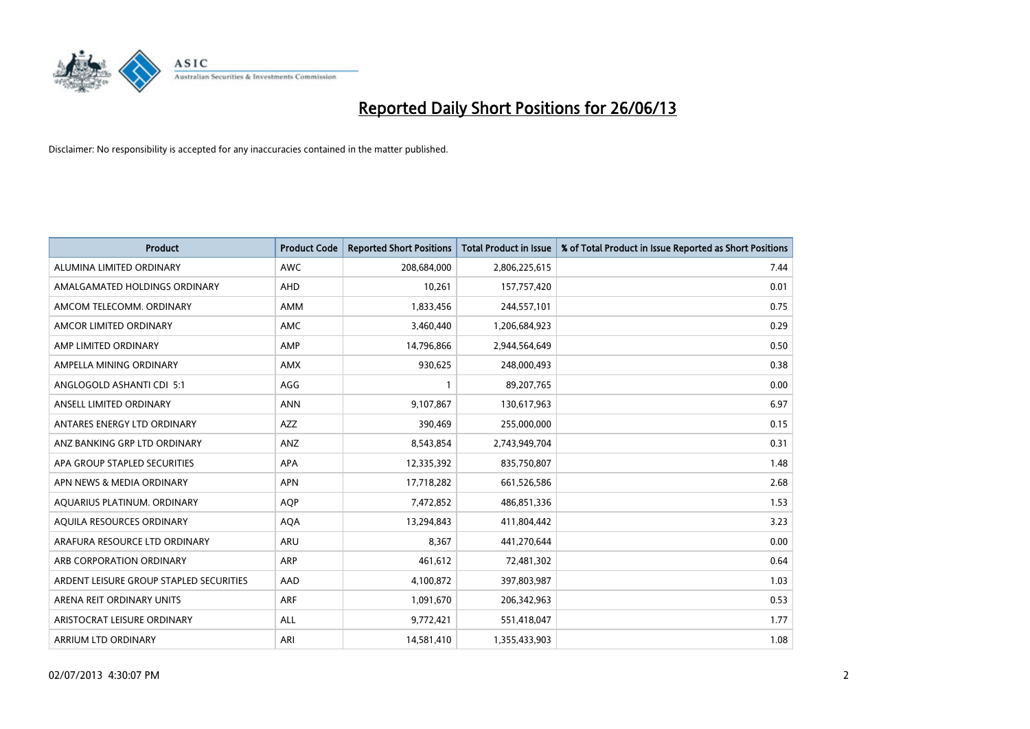# Reported Daily Short Positions for 26/06/13

Disclaimer: No responsibility is accepted for any inaccuracies contained in the matter published.

| Product | Product Code | Reported Short Positions | Total Product in Issue | % of Total Product in Issue Reported as Short Positions |
|---|---|---|---|---|
| ALUMINA LIMITED ORDINARY | AWC | 208,684,000 | 2,806,225,615 | 7.44 |
| AMALGAMATED HOLDINGS ORDINARY | AHD | 10,261 | 157,757,420 | 0.01 |
| AMCOM TELECOMM. ORDINARY | AMM | 1,833,456 | 244,557,101 | 0.75 |
| AMCOR LIMITED ORDINARY | AMC | 3,460,440 | 1,206,684,923 | 0.29 |
| AMP LIMITED ORDINARY | AMP | 14,796,866 | 2,944,564,649 | 0.50 |
| AMPELLA MINING ORDINARY | AMX | 930,625 | 248,000,493 | 0.38 |
| ANGLOGOLD ASHANTI CDI 5:1 | AGG | 1 | 89,207,765 | 0.00 |
| ANSELL LIMITED ORDINARY | ANN | 9,107,867 | 130,617,963 | 6.97 |
| ANTARES ENERGY LTD ORDINARY | AZZ | 390,469 | 255,000,000 | 0.15 |
| ANZ BANKING GRP LTD ORDINARY | ANZ | 8,543,854 | 2,743,949,704 | 0.31 |
| APA GROUP STAPLED SECURITIES | APA | 12,335,392 | 835,750,807 | 1.48 |
| APN NEWS & MEDIA ORDINARY | APN | 17,718,282 | 661,526,586 | 2.68 |
| AQUARIUS PLATINUM. ORDINARY | AQP | 7,472,852 | 486,851,336 | 1.53 |
| AQUILA RESOURCES ORDINARY | AQA | 13,294,843 | 411,804,442 | 3.23 |
| ARAFURA RESOURCE LTD ORDINARY | ARU | 8,367 | 441,270,644 | 0.00 |
| ARB CORPORATION ORDINARY | ARP | 461,612 | 72,481,302 | 0.64 |
| ARDENT LEISURE GROUP STAPLED SECURITIES | AAD | 4,100,872 | 397,803,987 | 1.03 |
| ARENA REIT ORDINARY UNITS | ARF | 1,091,670 | 206,342,963 | 0.53 |
| ARISTOCRAT LEISURE ORDINARY | ALL | 9,772,421 | 551,418,047 | 1.77 |
| ARRIUM LTD ORDINARY | ARI | 14,581,410 | 1,355,433,903 | 1.08 |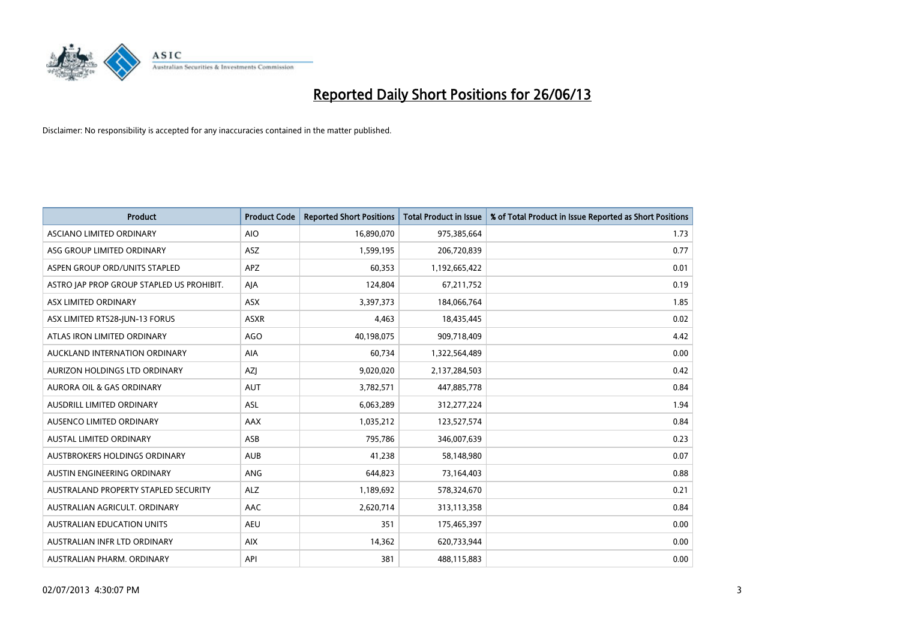# Reported Daily Short Positions for 26/06/13

Disclaimer: No responsibility is accepted for any inaccuracies contained in the matter published.

| Product | Product Code | Reported Short Positions | Total Product in Issue | % of Total Product in Issue Reported as Short Positions |
|---|---|---|---|---|
| ASCIANO LIMITED ORDINARY | AIO | 16,890,070 | 975,385,664 | 1.73 |
| ASG GROUP LIMITED ORDINARY | ASZ | 1,599,195 | 206,720,839 | 0.77 |
| ASPEN GROUP ORD/UNITS STAPLED | APZ | 60,353 | 1,192,665,422 | 0.01 |
| ASTRO JAP PROP GROUP STAPLED US PROHIBIT. | AJA | 124,804 | 67,211,752 | 0.19 |
| ASX LIMITED ORDINARY | ASX | 3,397,373 | 184,066,764 | 1.85 |
| ASX LIMITED RTS28-JUN-13 FORUS | ASXR | 4,463 | 18,435,445 | 0.02 |
| ATLAS IRON LIMITED ORDINARY | AGO | 40,198,075 | 909,718,409 | 4.42 |
| AUCKLAND INTERNATION ORDINARY | AIA | 60,734 | 1,322,564,489 | 0.00 |
| AURIZON HOLDINGS LTD ORDINARY | AZJ | 9,020,020 | 2,137,284,503 | 0.42 |
| AURORA OIL & GAS ORDINARY | AUT | 3,782,571 | 447,885,778 | 0.84 |
| AUSDRILL LIMITED ORDINARY | ASL | 6,063,289 | 312,277,224 | 1.94 |
| AUSENCO LIMITED ORDINARY | AAX | 1,035,212 | 123,527,574 | 0.84 |
| AUSTAL LIMITED ORDINARY | ASB | 795,786 | 346,007,639 | 0.23 |
| AUSTBROKERS HOLDINGS ORDINARY | AUB | 41,238 | 58,148,980 | 0.07 |
| AUSTIN ENGINEERING ORDINARY | ANG | 644,823 | 73,164,403 | 0.88 |
| AUSTRALAND PROPERTY STAPLED SECURITY | ALZ | 1,189,692 | 578,324,670 | 0.21 |
| AUSTRALIAN AGRICULT. ORDINARY | AAC | 2,620,714 | 313,113,358 | 0.84 |
| AUSTRALIAN EDUCATION UNITS | AEU | 351 | 175,465,397 | 0.00 |
| AUSTRALIAN INFR LTD ORDINARY | AIX | 14,362 | 620,733,944 | 0.00 |
| AUSTRALIAN PHARM. ORDINARY | API | 381 | 488,115,883 | 0.00 |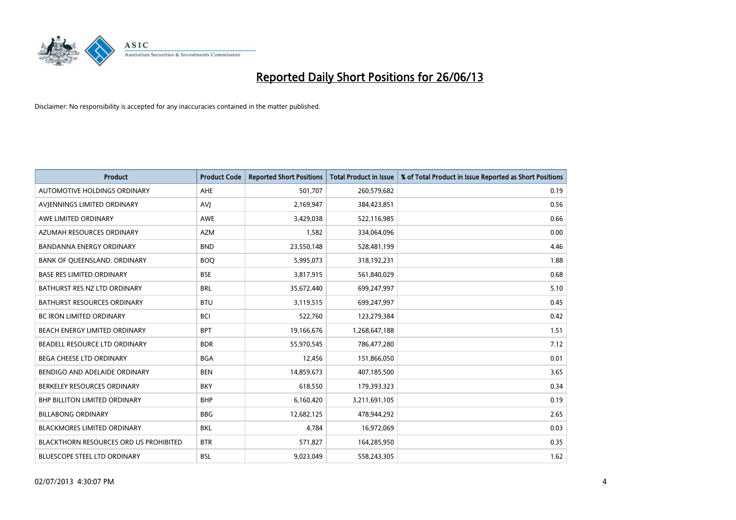# Reported Daily Short Positions for 26/06/13

Disclaimer: No responsibility is accepted for any inaccuracies contained in the matter published.

| Product | Product Code | Reported Short Positions | Total Product in Issue | % of Total Product in Issue Reported as Short Positions |
|---|---|---|---|---|
| AUTOMOTIVE HOLDINGS ORDINARY | AHE | 501,707 | 260,579,682 | 0.19 |
| AVJENNINGS LIMITED ORDINARY | AVJ | 2,169,947 | 384,423,851 | 0.56 |
| AWE LIMITED ORDINARY | AWE | 3,429,038 | 522,116,985 | 0.66 |
| AZUMAH RESOURCES ORDINARY | AZM | 1,582 | 334,064,096 | 0.00 |
| BANDANNA ENERGY ORDINARY | BND | 23,550,148 | 528,481,199 | 4.46 |
| BANK OF QUEENSLAND. ORDINARY | BOQ | 5,995,073 | 318,192,231 | 1.88 |
| BASE RES LIMITED ORDINARY | BSE | 3,817,915 | 561,840,029 | 0.68 |
| BATHURST RES NZ LTD ORDINARY | BRL | 35,672,440 | 699,247,997 | 5.10 |
| BATHURST RESOURCES ORDINARY | BTU | 3,119,515 | 699,247,997 | 0.45 |
| BC IRON LIMITED ORDINARY | BCI | 522,760 | 123,279,384 | 0.42 |
| BEACH ENERGY LIMITED ORDINARY | BPT | 19,166,676 | 1,268,647,188 | 1.51 |
| BEADELL RESOURCE LTD ORDINARY | BDR | 55,970,545 | 786,477,280 | 7.12 |
| BEGA CHEESE LTD ORDINARY | BGA | 12,456 | 151,866,050 | 0.01 |
| BENDIGO AND ADELAIDE ORDINARY | BEN | 14,859,673 | 407,185,500 | 3.65 |
| BERKELEY RESOURCES ORDINARY | BKY | 618,550 | 179,393,323 | 0.34 |
| BHP BILLITON LIMITED ORDINARY | BHP | 6,160,420 | 3,211,691,105 | 0.19 |
| BILLABONG ORDINARY | BBG | 12,682,125 | 478,944,292 | 2.65 |
| BLACKMORES LIMITED ORDINARY | BKL | 4,784 | 16,972,069 | 0.03 |
| BLACKTHORN RESOURCES ORD US PROHIBITED | BTR | 571,827 | 164,285,950 | 0.35 |
| BLUESCOPE STEEL LTD ORDINARY | BSL | 9,023,049 | 558,243,305 | 1.62 |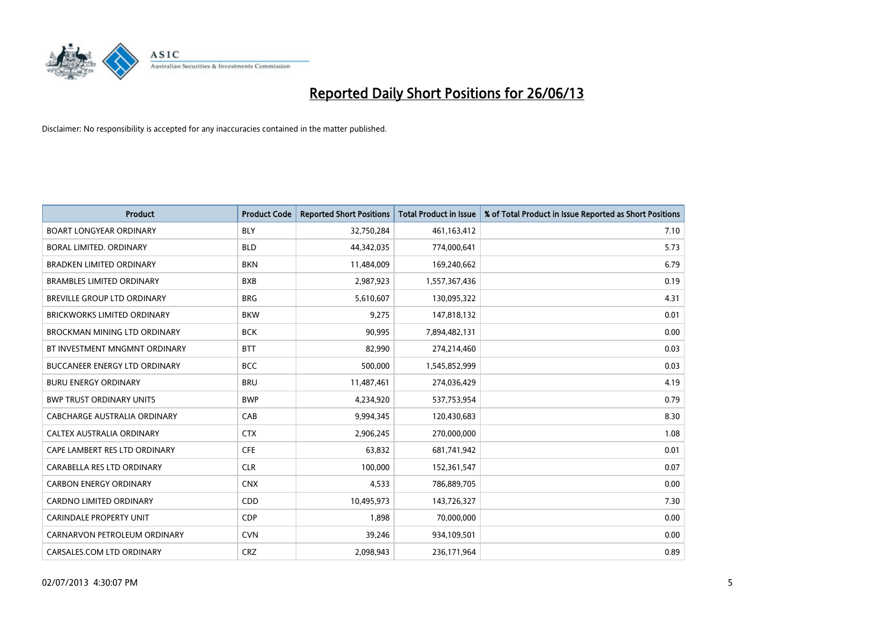# Reported Daily Short Positions for 26/06/13

Disclaimer: No responsibility is accepted for any inaccuracies contained in the matter published.

| Product | Product Code | Reported Short Positions | Total Product in Issue | % of Total Product in Issue Reported as Short Positions |
|---|---|---|---|---|
| BOART LONGYEAR ORDINARY | BLY | 32,750,284 | 461,163,412 | 7.10 |
| BORAL LIMITED. ORDINARY | BLD | 44,342,035 | 774,000,641 | 5.73 |
| BRADKEN LIMITED ORDINARY | BKN | 11,484,009 | 169,240,662 | 6.79 |
| BRAMBLES LIMITED ORDINARY | BXB | 2,987,923 | 1,557,367,436 | 0.19 |
| BREVILLE GROUP LTD ORDINARY | BRG | 5,610,607 | 130,095,322 | 4.31 |
| BRICKWORKS LIMITED ORDINARY | BKW | 9,275 | 147,818,132 | 0.01 |
| BROCKMAN MINING LTD ORDINARY | BCK | 90,995 | 7,894,482,131 | 0.00 |
| BT INVESTMENT MNGMNT ORDINARY | BTT | 82,990 | 274,214,460 | 0.03 |
| BUCCANEER ENERGY LTD ORDINARY | BCC | 500,000 | 1,545,852,999 | 0.03 |
| BURU ENERGY ORDINARY | BRU | 11,487,461 | 274,036,429 | 4.19 |
| BWP TRUST ORDINARY UNITS | BWP | 4,234,920 | 537,753,954 | 0.79 |
| CABCHARGE AUSTRALIA ORDINARY | CAB | 9,994,345 | 120,430,683 | 8.30 |
| CALTEX AUSTRALIA ORDINARY | CTX | 2,906,245 | 270,000,000 | 1.08 |
| CAPE LAMBERT RES LTD ORDINARY | CFE | 63,832 | 681,741,942 | 0.01 |
| CARABELLA RES LTD ORDINARY | CLR | 100,000 | 152,361,547 | 0.07 |
| CARBON ENERGY ORDINARY | CNX | 4,533 | 786,889,705 | 0.00 |
| CARDNO LIMITED ORDINARY | CDD | 10,495,973 | 143,726,327 | 7.30 |
| CARINDALE PROPERTY UNIT | CDP | 1,898 | 70,000,000 | 0.00 |
| CARNARVON PETROLEUM ORDINARY | CVN | 39,246 | 934,109,501 | 0.00 |
| CARSALES.COM LTD ORDINARY | CRZ | 2,098,943 | 236,171,964 | 0.89 |

02/07/2013 4:30:07 PM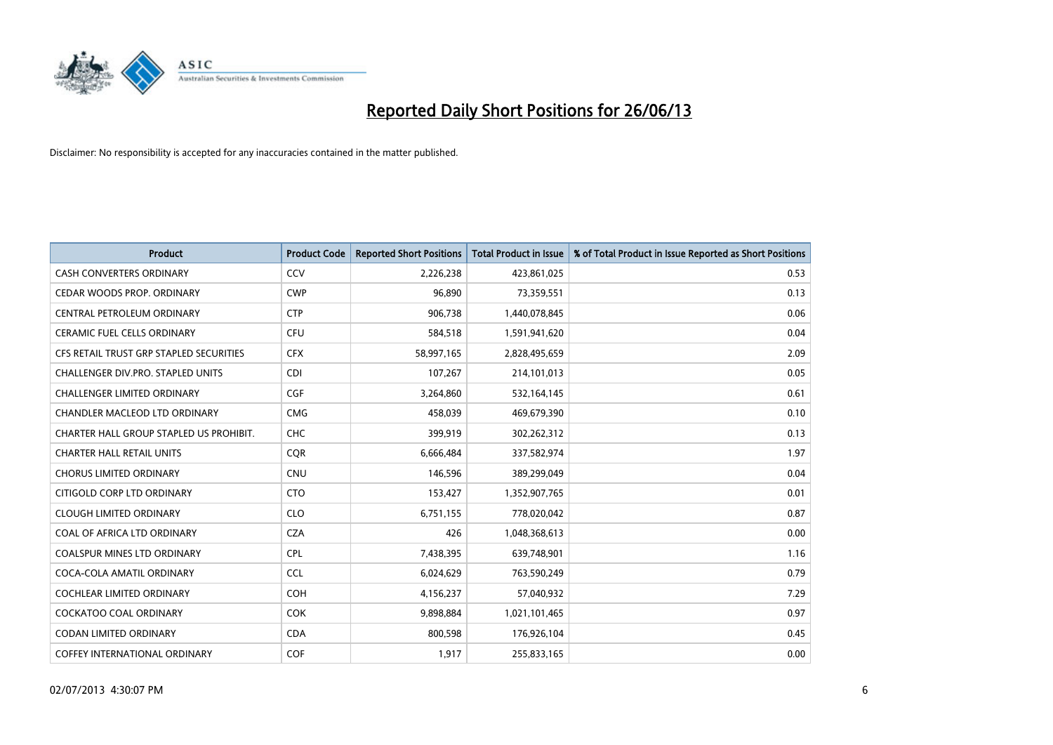# Reported Daily Short Positions for 26/06/13

Disclaimer: No responsibility is accepted for any inaccuracies contained in the matter published.

| Product | Product Code | Reported Short Positions | Total Product in Issue | % of Total Product in Issue Reported as Short Positions |
|---|---|---|---|---|
| CASH CONVERTERS ORDINARY | CCV | 2,226,238 | 423,861,025 | 0.53 |
| CEDAR WOODS PROP. ORDINARY | CWP | 96,890 | 73,359,551 | 0.13 |
| CENTRAL PETROLEUM ORDINARY | CTP | 906,738 | 1,440,078,845 | 0.06 |
| CERAMIC FUEL CELLS ORDINARY | CFU | 584,518 | 1,591,941,620 | 0.04 |
| CFS RETAIL TRUST GRP STAPLED SECURITIES | CFX | 58,997,165 | 2,828,495,659 | 2.09 |
| CHALLENGER DIV.PRO. STAPLED UNITS | CDI | 107,267 | 214,101,013 | 0.05 |
| CHALLENGER LIMITED ORDINARY | CGF | 3,264,860 | 532,164,145 | 0.61 |
| CHANDLER MACLEOD LTD ORDINARY | CMG | 458,039 | 469,679,390 | 0.10 |
| CHARTER HALL GROUP STAPLED US PROHIBIT. | CHC | 399,919 | 302,262,312 | 0.13 |
| CHARTER HALL RETAIL UNITS | CQR | 6,666,484 | 337,582,974 | 1.97 |
| CHORUS LIMITED ORDINARY | CNU | 146,596 | 389,299,049 | 0.04 |
| CITIGOLD CORP LTD ORDINARY | CTO | 153,427 | 1,352,907,765 | 0.01 |
| CLOUGH LIMITED ORDINARY | CLO | 6,751,155 | 778,020,042 | 0.87 |
| COAL OF AFRICA LTD ORDINARY | CZA | 426 | 1,048,368,613 | 0.00 |
| COALSPUR MINES LTD ORDINARY | CPL | 7,438,395 | 639,748,901 | 1.16 |
| COCA-COLA AMATIL ORDINARY | CCL | 6,024,629 | 763,590,249 | 0.79 |
| COCHLEAR LIMITED ORDINARY | COH | 4,156,237 | 57,040,932 | 7.29 |
| COCKATOO COAL ORDINARY | COK | 9,898,884 | 1,021,101,465 | 0.97 |
| CODAN LIMITED ORDINARY | CDA | 800,598 | 176,926,104 | 0.45 |
| COFFEY INTERNATIONAL ORDINARY | COF | 1,917 | 255,833,165 | 0.00 |

02/07/2013 4:30:07 PM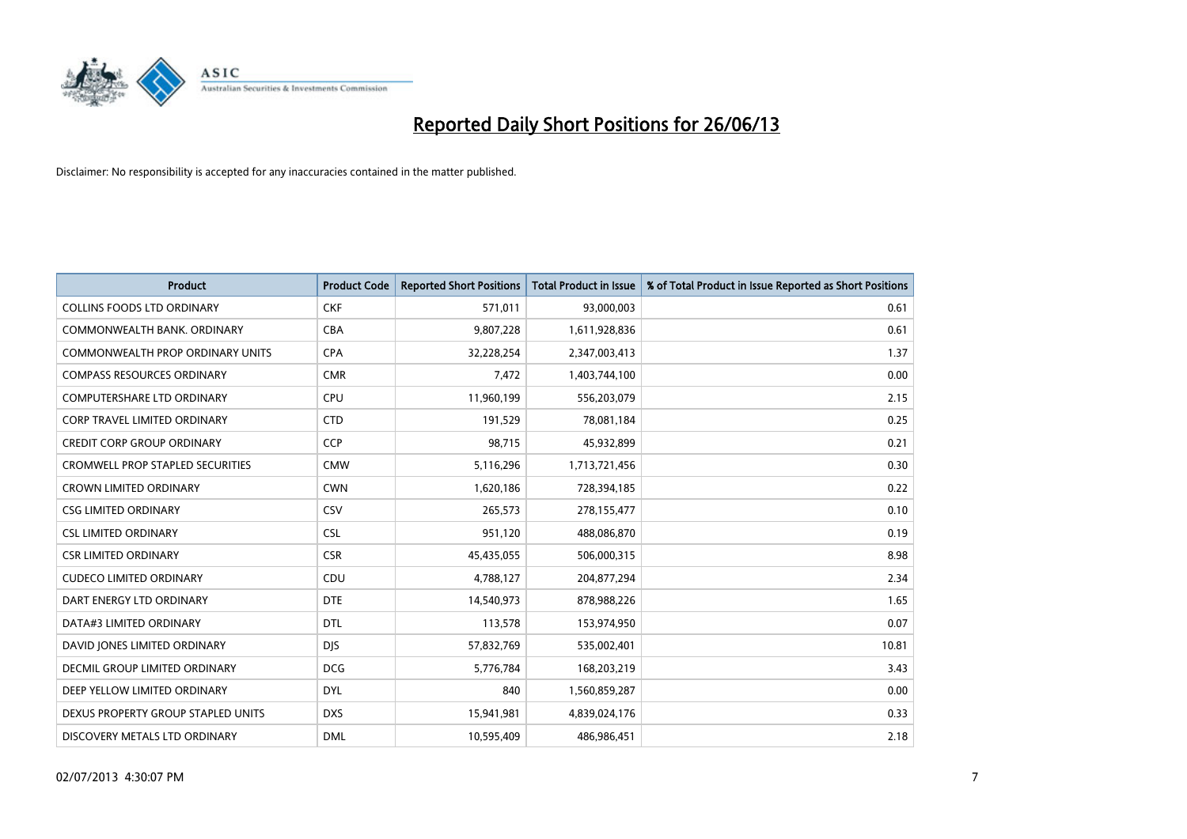# Reported Daily Short Positions for 26/06/13

Disclaimer: No responsibility is accepted for any inaccuracies contained in the matter published.

| Product | Product Code | Reported Short Positions | Total Product in Issue | % of Total Product in Issue Reported as Short Positions |
|---|---|---|---|---|
| COLLINS FOODS LTD ORDINARY | CKF | 571,011 | 93,000,003 | 0.61 |
| COMMONWEALTH BANK. ORDINARY | CBA | 9,807,228 | 1,611,928,836 | 0.61 |
| COMMONWEALTH PROP ORDINARY UNITS | CPA | 32,228,254 | 2,347,003,413 | 1.37 |
| COMPASS RESOURCES ORDINARY | CMR | 7,472 | 1,403,744,100 | 0.00 |
| COMPUTERSHARE LTD ORDINARY | CPU | 11,960,199 | 556,203,079 | 2.15 |
| CORP TRAVEL LIMITED ORDINARY | CTD | 191,529 | 78,081,184 | 0.25 |
| CREDIT CORP GROUP ORDINARY | CCP | 98,715 | 45,932,899 | 0.21 |
| CROMWELL PROP STAPLED SECURITIES | CMW | 5,116,296 | 1,713,721,456 | 0.30 |
| CROWN LIMITED ORDINARY | CWN | 1,620,186 | 728,394,185 | 0.22 |
| CSG LIMITED ORDINARY | CSV | 265,573 | 278,155,477 | 0.10 |
| CSL LIMITED ORDINARY | CSL | 951,120 | 488,086,870 | 0.19 |
| CSR LIMITED ORDINARY | CSR | 45,435,055 | 506,000,315 | 8.98 |
| CUDECO LIMITED ORDINARY | CDU | 4,788,127 | 204,877,294 | 2.34 |
| DART ENERGY LTD ORDINARY | DTE | 14,540,973 | 878,988,226 | 1.65 |
| DATA#3 LIMITED ORDINARY | DTL | 113,578 | 153,974,950 | 0.07 |
| DAVID JONES LIMITED ORDINARY | DJS | 57,832,769 | 535,002,401 | 10.81 |
| DECMIL GROUP LIMITED ORDINARY | DCG | 5,776,784 | 168,203,219 | 3.43 |
| DEEP YELLOW LIMITED ORDINARY | DYL | 840 | 1,560,859,287 | 0.00 |
| DEXUS PROPERTY GROUP STAPLED UNITS | DXS | 15,941,981 | 4,839,024,176 | 0.33 |
| DISCOVERY METALS LTD ORDINARY | DML | 10,595,409 | 486,986,451 | 2.18 |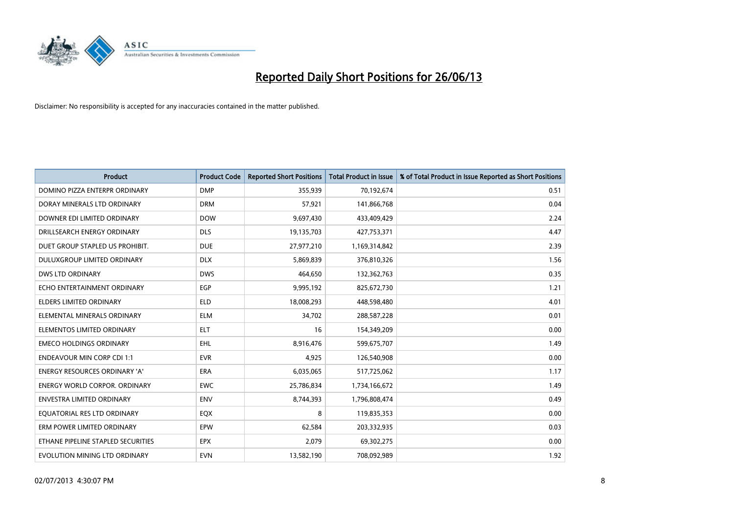# Reported Daily Short Positions for 26/06/13

Disclaimer: No responsibility is accepted for any inaccuracies contained in the matter published.

| Product | Product Code | Reported Short Positions | Total Product in Issue | % of Total Product in Issue Reported as Short Positions |
|---|---|---|---|---|
| DOMINO PIZZA ENTERPR ORDINARY | DMP | 355,939 | 70,192,674 | 0.51 |
| DORAY MINERALS LTD ORDINARY | DRM | 57,921 | 141,866,768 | 0.04 |
| DOWNER EDI LIMITED ORDINARY | DOW | 9,697,430 | 433,409,429 | 2.24 |
| DRILLSEARCH ENERGY ORDINARY | DLS | 19,135,703 | 427,753,371 | 4.47 |
| DUET GROUP STAPLED US PROHIBIT. | DUE | 27,977,210 | 1,169,314,842 | 2.39 |
| DULUXGROUP LIMITED ORDINARY | DLX | 5,869,839 | 376,810,326 | 1.56 |
| DWS LTD ORDINARY | DWS | 464,650 | 132,362,763 | 0.35 |
| ECHO ENTERTAINMENT ORDINARY | EGP | 9,995,192 | 825,672,730 | 1.21 |
| ELDERS LIMITED ORDINARY | ELD | 18,008,293 | 448,598,480 | 4.01 |
| ELEMENTAL MINERALS ORDINARY | ELM | 34,702 | 288,587,228 | 0.01 |
| ELEMENTOS LIMITED ORDINARY | ELT | 16 | 154,349,209 | 0.00 |
| EMECO HOLDINGS ORDINARY | EHL | 8,916,476 | 599,675,707 | 1.49 |
| ENDEAVOUR MIN CORP CDI 1:1 | EVR | 4,925 | 126,540,908 | 0.00 |
| ENERGY RESOURCES ORDINARY 'A' | ERA | 6,035,065 | 517,725,062 | 1.17 |
| ENERGY WORLD CORPOR. ORDINARY | EWC | 25,786,834 | 1,734,166,672 | 1.49 |
| ENVESTRA LIMITED ORDINARY | ENV | 8,744,393 | 1,796,808,474 | 0.49 |
| EQUATORIAL RES LTD ORDINARY | EQX | 8 | 119,835,353 | 0.00 |
| ERM POWER LIMITED ORDINARY | EPW | 62,584 | 203,332,935 | 0.03 |
| ETHANE PIPELINE STAPLED SECURITIES | EPX | 2,079 | 69,302,275 | 0.00 |
| EVOLUTION MINING LTD ORDINARY | EVN | 13,582,190 | 708,092,989 | 1.92 |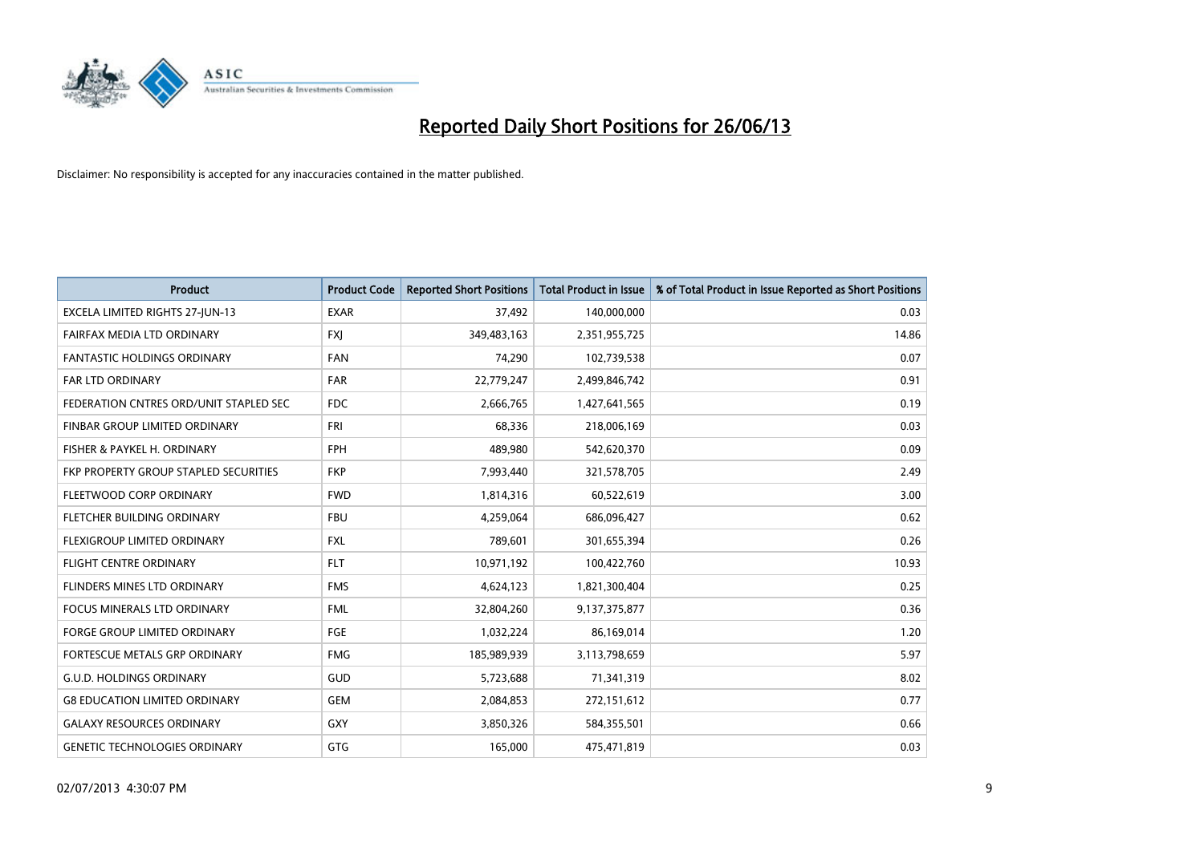# Reported Daily Short Positions for 26/06/13

Disclaimer: No responsibility is accepted for any inaccuracies contained in the matter published.

| Product | Product Code | Reported Short Positions | Total Product in Issue | % of Total Product in Issue Reported as Short Positions |
|---|---|---|---|---|
| EXCELA LIMITED RIGHTS 27-JUN-13 | EXAR | 37,492 | 140,000,000 | 0.03 |
| FAIRFAX MEDIA LTD ORDINARY | FXJ | 349,483,163 | 2,351,955,725 | 14.86 |
| FANTASTIC HOLDINGS ORDINARY | FAN | 74,290 | 102,739,538 | 0.07 |
| FAR LTD ORDINARY | FAR | 22,779,247 | 2,499,846,742 | 0.91 |
| FEDERATION CNTRES ORD/UNIT STAPLED SEC | FDC | 2,666,765 | 1,427,641,565 | 0.19 |
| FINBAR GROUP LIMITED ORDINARY | FRI | 68,336 | 218,006,169 | 0.03 |
| FISHER & PAYKEL H. ORDINARY | FPH | 489,980 | 542,620,370 | 0.09 |
| FKP PROPERTY GROUP STAPLED SECURITIES | FKP | 7,993,440 | 321,578,705 | 2.49 |
| FLEETWOOD CORP ORDINARY | FWD | 1,814,316 | 60,522,619 | 3.00 |
| FLETCHER BUILDING ORDINARY | FBU | 4,259,064 | 686,096,427 | 0.62 |
| FLEXIGROUP LIMITED ORDINARY | FXL | 789,601 | 301,655,394 | 0.26 |
| FLIGHT CENTRE ORDINARY | FLT | 10,971,192 | 100,422,760 | 10.93 |
| FLINDERS MINES LTD ORDINARY | FMS | 4,624,123 | 1,821,300,404 | 0.25 |
| FOCUS MINERALS LTD ORDINARY | FML | 32,804,260 | 9,137,375,877 | 0.36 |
| FORGE GROUP LIMITED ORDINARY | FGE | 1,032,224 | 86,169,014 | 1.20 |
| FORTESCUE METALS GRP ORDINARY | FMG | 185,989,939 | 3,113,798,659 | 5.97 |
| G.U.D. HOLDINGS ORDINARY | GUD | 5,723,688 | 71,341,319 | 8.02 |
| G8 EDUCATION LIMITED ORDINARY | GEM | 2,084,853 | 272,151,612 | 0.77 |
| GALAXY RESOURCES ORDINARY | GXY | 3,850,326 | 584,355,501 | 0.66 |
| GENETIC TECHNOLOGIES ORDINARY | GTG | 165,000 | 475,471,819 | 0.03 |

02/07/2013 4:30:07 PM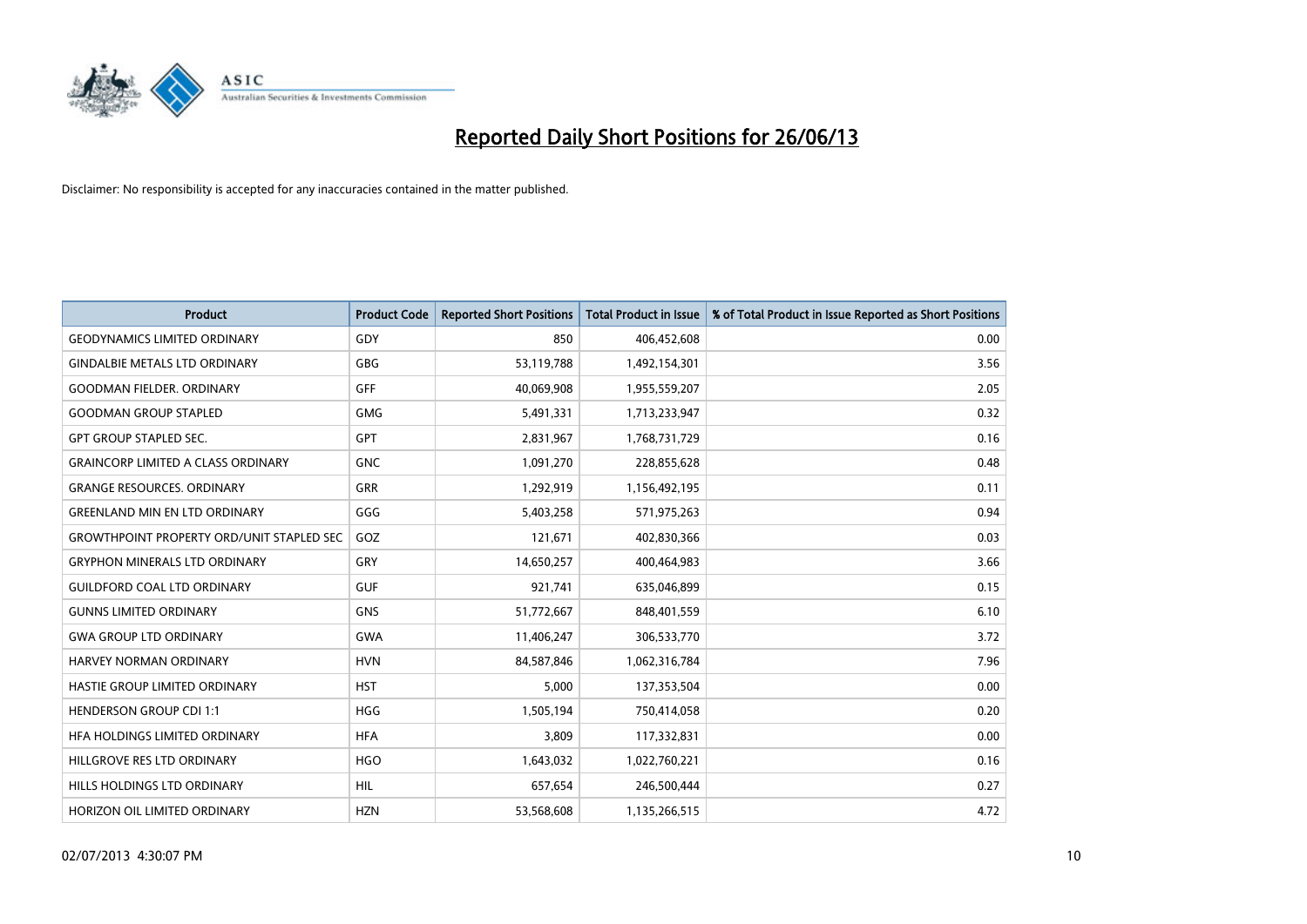# Reported Daily Short Positions for 26/06/13

Disclaimer: No responsibility is accepted for any inaccuracies contained in the matter published.

| Product | Product Code | Reported Short Positions | Total Product in Issue | % of Total Product in Issue Reported as Short Positions |
|---|---|---|---|---|
| GEODYNAMICS LIMITED ORDINARY | GDY | 850 | 406,452,608 | 0.00 |
| GINDALBIE METALS LTD ORDINARY | GBG | 53,119,788 | 1,492,154,301 | 3.56 |
| GOODMAN FIELDER. ORDINARY | GFF | 40,069,908 | 1,955,559,207 | 2.05 |
| GOODMAN GROUP STAPLED | GMG | 5,491,331 | 1,713,233,947 | 0.32 |
| GPT GROUP STAPLED SEC. | GPT | 2,831,967 | 1,768,731,729 | 0.16 |
| GRAINCORP LIMITED A CLASS ORDINARY | GNC | 1,091,270 | 228,855,628 | 0.48 |
| GRANGE RESOURCES. ORDINARY | GRR | 1,292,919 | 1,156,492,195 | 0.11 |
| GREENLAND MIN EN LTD ORDINARY | GGG | 5,403,258 | 571,975,263 | 0.94 |
| GROWTHPOINT PROPERTY ORD/UNIT STAPLED SEC | GOZ | 121,671 | 402,830,366 | 0.03 |
| GRYPHON MINERALS LTD ORDINARY | GRY | 14,650,257 | 400,464,983 | 3.66 |
| GUILDFORD COAL LTD ORDINARY | GUF | 921,741 | 635,046,899 | 0.15 |
| GUNNS LIMITED ORDINARY | GNS | 51,772,667 | 848,401,559 | 6.10 |
| GWA GROUP LTD ORDINARY | GWA | 11,406,247 | 306,533,770 | 3.72 |
| HARVEY NORMAN ORDINARY | HVN | 84,587,846 | 1,062,316,784 | 7.96 |
| HASTIE GROUP LIMITED ORDINARY | HST | 5,000 | 137,353,504 | 0.00 |
| HENDERSON GROUP CDI 1:1 | HGG | 1,505,194 | 750,414,058 | 0.20 |
| HFA HOLDINGS LIMITED ORDINARY | HFA | 3,809 | 117,332,831 | 0.00 |
| HILLGROVE RES LTD ORDINARY | HGO | 1,643,032 | 1,022,760,221 | 0.16 |
| HILLS HOLDINGS LTD ORDINARY | HIL | 657,654 | 246,500,444 | 0.27 |
| HORIZON OIL LIMITED ORDINARY | HZN | 53,568,608 | 1,135,266,515 | 4.72 |

02/07/2013 4:30:07 PM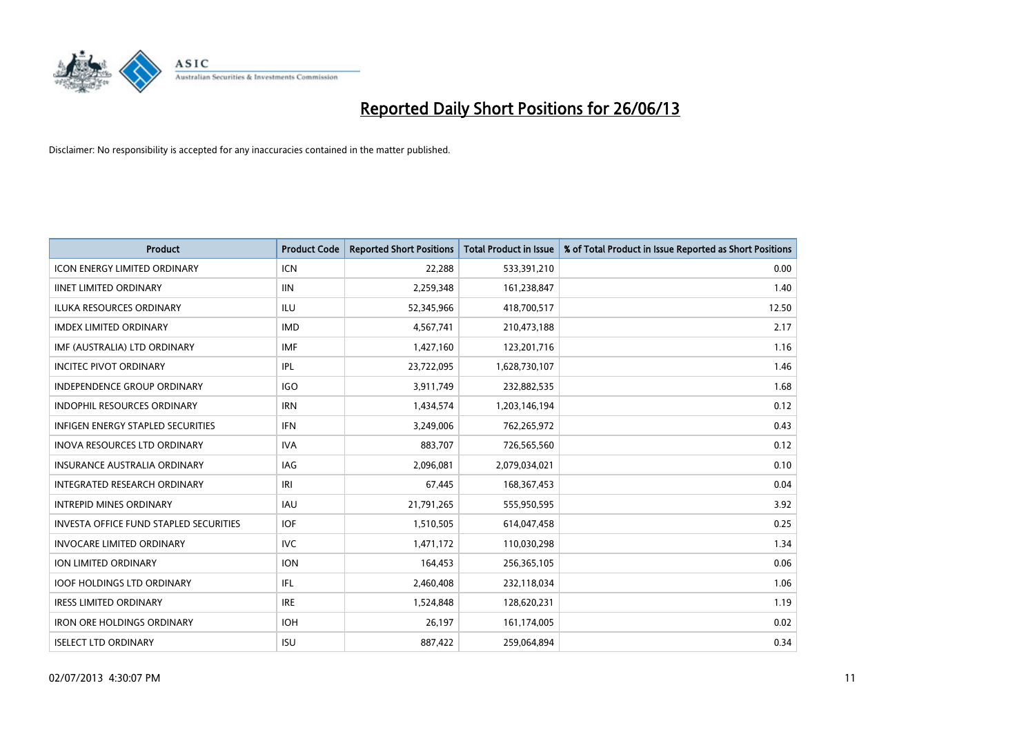# Reported Daily Short Positions for 26/06/13

Disclaimer: No responsibility is accepted for any inaccuracies contained in the matter published.

| Product | Product Code | Reported Short Positions | Total Product in Issue | % of Total Product in Issue Reported as Short Positions |
|---|---|---|---|---|
| ICON ENERGY LIMITED ORDINARY | ICN | 22,288 | 533,391,210 | 0.00 |
| IINET LIMITED ORDINARY | IIN | 2,259,348 | 161,238,847 | 1.40 |
| ILUKA RESOURCES ORDINARY | ILU | 52,345,966 | 418,700,517 | 12.50 |
| IMDEX LIMITED ORDINARY | IMD | 4,567,741 | 210,473,188 | 2.17 |
| IMF (AUSTRALIA) LTD ORDINARY | IMF | 1,427,160 | 123,201,716 | 1.16 |
| INCITEC PIVOT ORDINARY | IPL | 23,722,095 | 1,628,730,107 | 1.46 |
| INDEPENDENCE GROUP ORDINARY | IGO | 3,911,749 | 232,882,535 | 1.68 |
| INDOPHIL RESOURCES ORDINARY | IRN | 1,434,574 | 1,203,146,194 | 0.12 |
| INFIGEN ENERGY STAPLED SECURITIES | IFN | 3,249,006 | 762,265,972 | 0.43 |
| INOVA RESOURCES LTD ORDINARY | IVA | 883,707 | 726,565,560 | 0.12 |
| INSURANCE AUSTRALIA ORDINARY | IAG | 2,096,081 | 2,079,034,021 | 0.10 |
| INTEGRATED RESEARCH ORDINARY | IRI | 67,445 | 168,367,453 | 0.04 |
| INTREPID MINES ORDINARY | IAU | 21,791,265 | 555,950,595 | 3.92 |
| INVESTA OFFICE FUND STAPLED SECURITIES | IOF | 1,510,505 | 614,047,458 | 0.25 |
| INVOCARE LIMITED ORDINARY | IVC | 1,471,172 | 110,030,298 | 1.34 |
| ION LIMITED ORDINARY | ION | 164,453 | 256,365,105 | 0.06 |
| IOOF HOLDINGS LTD ORDINARY | IFL | 2,460,408 | 232,118,034 | 1.06 |
| IRESS LIMITED ORDINARY | IRE | 1,524,848 | 128,620,231 | 1.19 |
| IRON ORE HOLDINGS ORDINARY | IOH | 26,197 | 161,174,005 | 0.02 |
| ISELECT LTD ORDINARY | ISU | 887,422 | 259,064,894 | 0.34 |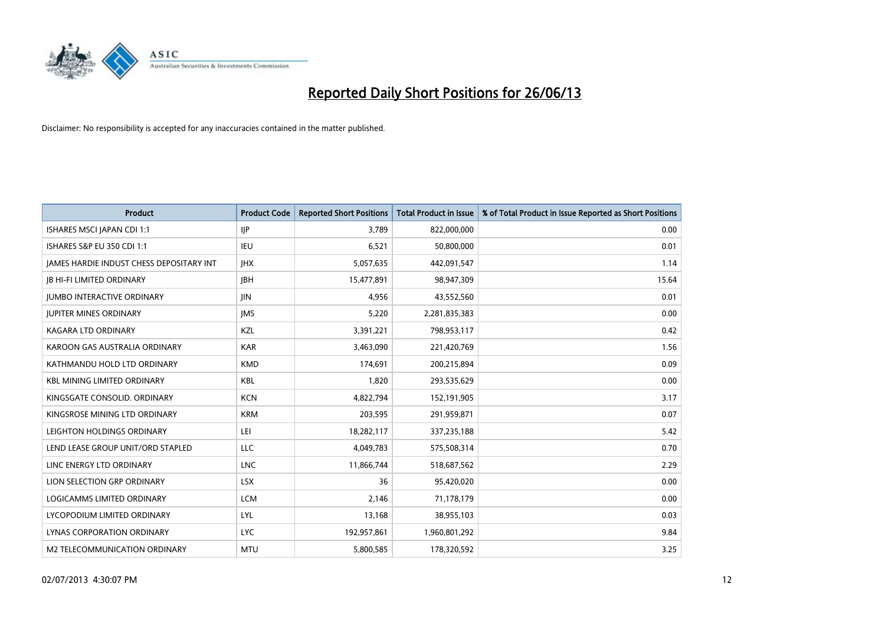# Reported Daily Short Positions for 26/06/13

Disclaimer: No responsibility is accepted for any inaccuracies contained in the matter published.

| Product | Product Code | Reported Short Positions | Total Product in Issue | % of Total Product in Issue Reported as Short Positions |
| --- | --- | --- | --- | --- |
| ISHARES MSCI JAPAN CDI 1:1 | IJP | 3,789 | 822,000,000 | 0.00 |
| ISHARES S&P EU 350 CDI 1:1 | IEU | 6,521 | 50,800,000 | 0.01 |
| JAMES HARDIE INDUST CHESS DEPOSITARY INT | JHX | 5,057,635 | 442,091,547 | 1.14 |
| JB HI-FI LIMITED ORDINARY | JBH | 15,477,891 | 98,947,309 | 15.64 |
| JUMBO INTERACTIVE ORDINARY | JIN | 4,956 | 43,552,560 | 0.01 |
| JUPITER MINES ORDINARY | JMS | 5,220 | 2,281,835,383 | 0.00 |
| KAGARA LTD ORDINARY | KZL | 3,391,221 | 798,953,117 | 0.42 |
| KAROON GAS AUSTRALIA ORDINARY | KAR | 3,463,090 | 221,420,769 | 1.56 |
| KATHMANDU HOLD LTD ORDINARY | KMD | 174,691 | 200,215,894 | 0.09 |
| KBL MINING LIMITED ORDINARY | KBL | 1,820 | 293,535,629 | 0.00 |
| KINGSGATE CONSOLID. ORDINARY | KCN | 4,822,794 | 152,191,905 | 3.17 |
| KINGSROSE MINING LTD ORDINARY | KRM | 203,595 | 291,959,871 | 0.07 |
| LEIGHTON HOLDINGS ORDINARY | LEI | 18,282,117 | 337,235,188 | 5.42 |
| LEND LEASE GROUP UNIT/ORD STAPLED | LLC | 4,049,783 | 575,508,314 | 0.70 |
| LINC ENERGY LTD ORDINARY | LNC | 11,866,744 | 518,687,562 | 2.29 |
| LION SELECTION GRP ORDINARY | LSX | 36 | 95,420,020 | 0.00 |
| LOGICAMMS LIMITED ORDINARY | LCM | 2,146 | 71,178,179 | 0.00 |
| LYCOPODIUM LIMITED ORDINARY | LYL | 13,168 | 38,955,103 | 0.03 |
| LYNAS CORPORATION ORDINARY | LYC | 192,957,861 | 1,960,801,292 | 9.84 |
| M2 TELECOMMUNICATION ORDINARY | MTU | 5,800,585 | 178,320,592 | 3.25 |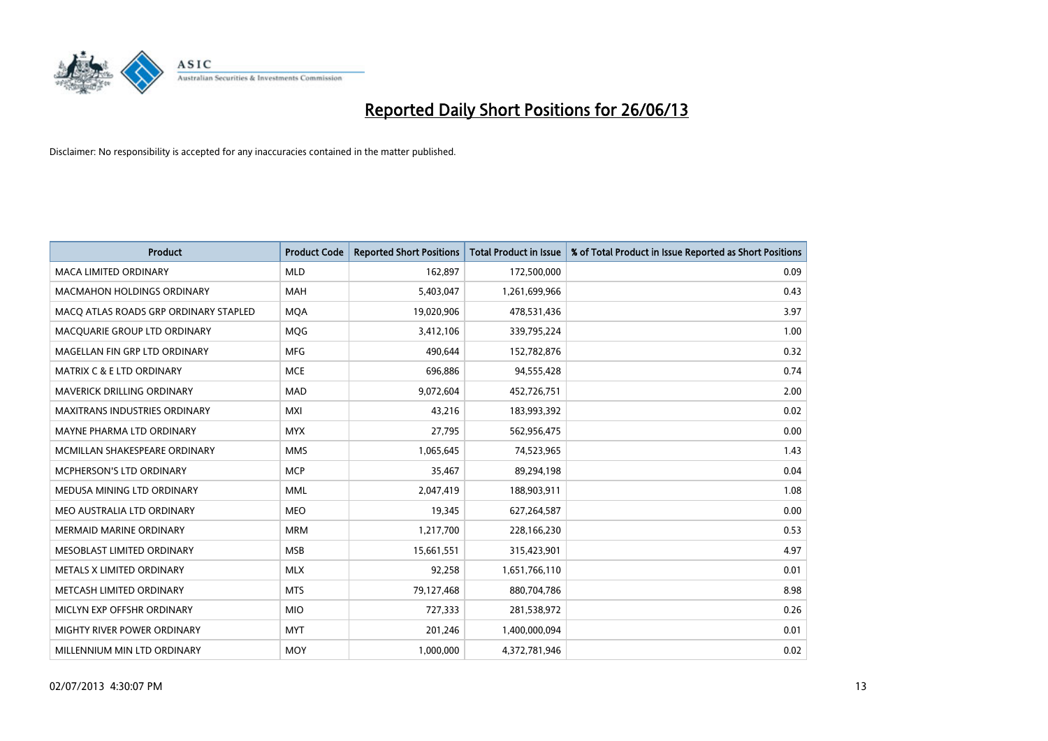# Reported Daily Short Positions for 26/06/13

Disclaimer: No responsibility is accepted for any inaccuracies contained in the matter published.

| Product | Product Code | Reported Short Positions | Total Product in Issue | % of Total Product in Issue Reported as Short Positions |
|---|---|---|---|---|
| MACA LIMITED ORDINARY | MLD | 162,897 | 172,500,000 | 0.09 |
| MACMAHON HOLDINGS ORDINARY | MAH | 5,403,047 | 1,261,699,966 | 0.43 |
| MACQ ATLAS ROADS GRP ORDINARY STAPLED | MQA | 19,020,906 | 478,531,436 | 3.97 |
| MACQUARIE GROUP LTD ORDINARY | MQG | 3,412,106 | 339,795,224 | 1.00 |
| MAGELLAN FIN GRP LTD ORDINARY | MFG | 490,644 | 152,782,876 | 0.32 |
| MATRIX C & E LTD ORDINARY | MCE | 696,886 | 94,555,428 | 0.74 |
| MAVERICK DRILLING ORDINARY | MAD | 9,072,604 | 452,726,751 | 2.00 |
| MAXITRANS INDUSTRIES ORDINARY | MXI | 43,216 | 183,993,392 | 0.02 |
| MAYNE PHARMA LTD ORDINARY | MYX | 27,795 | 562,956,475 | 0.00 |
| MCMILLAN SHAKESPEARE ORDINARY | MMS | 1,065,645 | 74,523,965 | 1.43 |
| MCPHERSON'S LTD ORDINARY | MCP | 35,467 | 89,294,198 | 0.04 |
| MEDUSA MINING LTD ORDINARY | MML | 2,047,419 | 188,903,911 | 1.08 |
| MEO AUSTRALIA LTD ORDINARY | MEO | 19,345 | 627,264,587 | 0.00 |
| MERMAID MARINE ORDINARY | MRM | 1,217,700 | 228,166,230 | 0.53 |
| MESOBLAST LIMITED ORDINARY | MSB | 15,661,551 | 315,423,901 | 4.97 |
| METALS X LIMITED ORDINARY | MLX | 92,258 | 1,651,766,110 | 0.01 |
| METCASH LIMITED ORDINARY | MTS | 79,127,468 | 880,704,786 | 8.98 |
| MICLYN EXP OFFSHR ORDINARY | MIO | 727,333 | 281,538,972 | 0.26 |
| MIGHTY RIVER POWER ORDINARY | MYT | 201,246 | 1,400,000,094 | 0.01 |
| MILLENNIUM MIN LTD ORDINARY | MOY | 1,000,000 | 4,372,781,946 | 0.02 |

02/07/2013 4:30:07 PM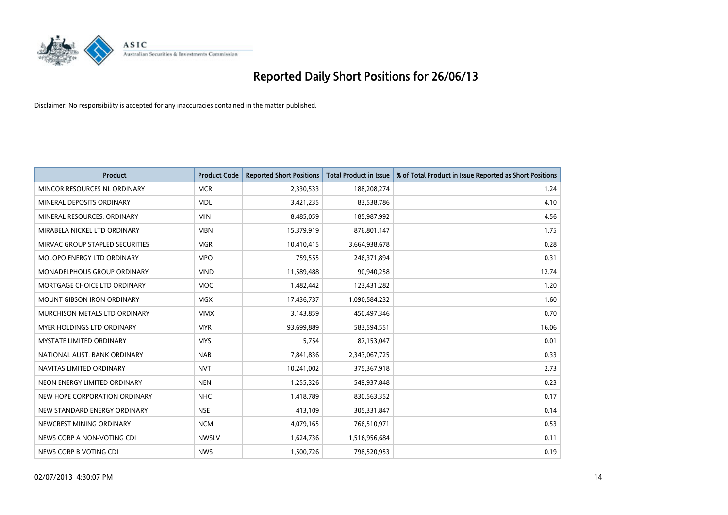# Reported Daily Short Positions for 26/06/13

Disclaimer: No responsibility is accepted for any inaccuracies contained in the matter published.

| Product | Product Code | Reported Short Positions | Total Product in Issue | % of Total Product in Issue Reported as Short Positions |
|---|---|---|---|---|
| MINCOR RESOURCES NL ORDINARY | MCR | 2,330,533 | 188,208,274 | 1.24 |
| MINERAL DEPOSITS ORDINARY | MDL | 3,421,235 | 83,538,786 | 4.10 |
| MINERAL RESOURCES. ORDINARY | MIN | 8,485,059 | 185,987,992 | 4.56 |
| MIRABELA NICKEL LTD ORDINARY | MBN | 15,379,919 | 876,801,147 | 1.75 |
| MIRVAC GROUP STAPLED SECURITIES | MGR | 10,410,415 | 3,664,938,678 | 0.28 |
| MOLOPO ENERGY LTD ORDINARY | MPO | 759,555 | 246,371,894 | 0.31 |
| MONADELPHOUS GROUP ORDINARY | MND | 11,589,488 | 90,940,258 | 12.74 |
| MORTGAGE CHOICE LTD ORDINARY | MOC | 1,482,442 | 123,431,282 | 1.20 |
| MOUNT GIBSON IRON ORDINARY | MGX | 17,436,737 | 1,090,584,232 | 1.60 |
| MURCHISON METALS LTD ORDINARY | MMX | 3,143,859 | 450,497,346 | 0.70 |
| MYER HOLDINGS LTD ORDINARY | MYR | 93,699,889 | 583,594,551 | 16.06 |
| MYSTATE LIMITED ORDINARY | MYS | 5,754 | 87,153,047 | 0.01 |
| NATIONAL AUST. BANK ORDINARY | NAB | 7,841,836 | 2,343,067,725 | 0.33 |
| NAVITAS LIMITED ORDINARY | NVT | 10,241,002 | 375,367,918 | 2.73 |
| NEON ENERGY LIMITED ORDINARY | NEN | 1,255,326 | 549,937,848 | 0.23 |
| NEW HOPE CORPORATION ORDINARY | NHC | 1,418,789 | 830,563,352 | 0.17 |
| NEW STANDARD ENERGY ORDINARY | NSE | 413,109 | 305,331,847 | 0.14 |
| NEWCREST MINING ORDINARY | NCM | 4,079,165 | 766,510,971 | 0.53 |
| NEWS CORP A NON-VOTING CDI | NWSLV | 1,624,736 | 1,516,956,684 | 0.11 |
| NEWS CORP B VOTING CDI | NWS | 1,500,726 | 798,520,953 | 0.19 |

02/07/2013 4:30:07 PM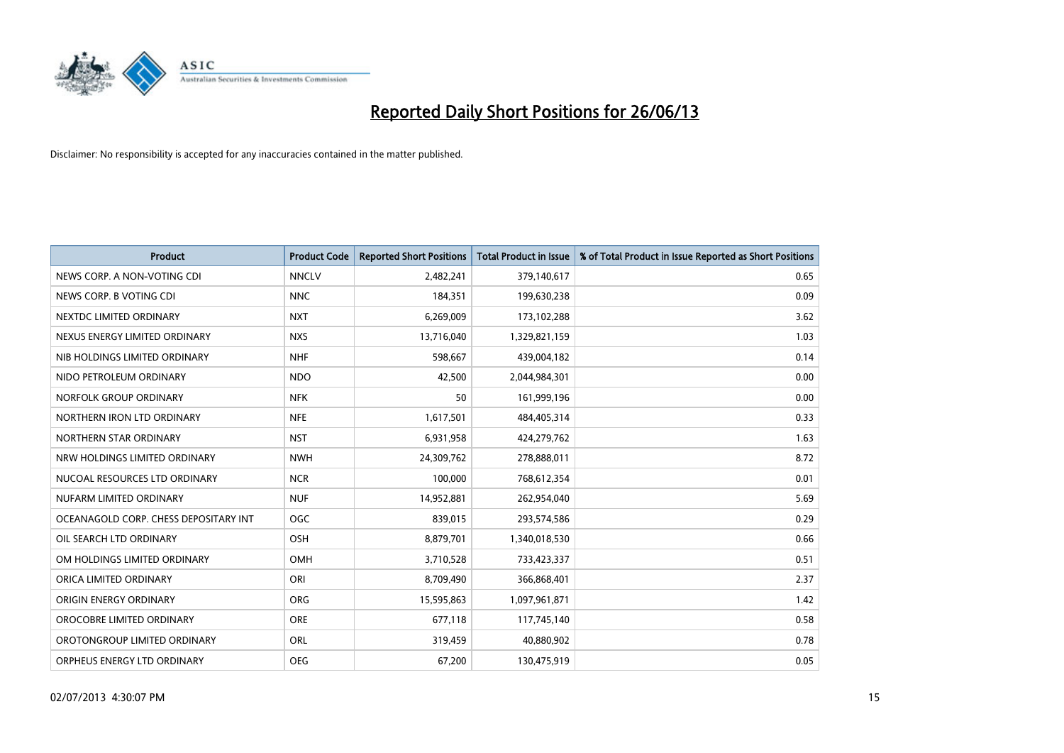# Reported Daily Short Positions for 26/06/13

Disclaimer: No responsibility is accepted for any inaccuracies contained in the matter published.

| Product | Product Code | Reported Short Positions | Total Product in Issue | % of Total Product in Issue Reported as Short Positions |
|---|---|---|---|---|
| NEWS CORP. A NON-VOTING CDI | NNCLV | 2,482,241 | 379,140,617 | 0.65 |
| NEWS CORP. B VOTING CDI | NNC | 184,351 | 199,630,238 | 0.09 |
| NEXTDC LIMITED ORDINARY | NXT | 6,269,009 | 173,102,288 | 3.62 |
| NEXUS ENERGY LIMITED ORDINARY | NXS | 13,716,040 | 1,329,821,159 | 1.03 |
| NIB HOLDINGS LIMITED ORDINARY | NHF | 598,667 | 439,004,182 | 0.14 |
| NIDO PETROLEUM ORDINARY | NDO | 42,500 | 2,044,984,301 | 0.00 |
| NORFOLK GROUP ORDINARY | NFK | 50 | 161,999,196 | 0.00 |
| NORTHERN IRON LTD ORDINARY | NFE | 1,617,501 | 484,405,314 | 0.33 |
| NORTHERN STAR ORDINARY | NST | 6,931,958 | 424,279,762 | 1.63 |
| NRW HOLDINGS LIMITED ORDINARY | NWH | 24,309,762 | 278,888,011 | 8.72 |
| NUCOAL RESOURCES LTD ORDINARY | NCR | 100,000 | 768,612,354 | 0.01 |
| NUFARM LIMITED ORDINARY | NUF | 14,952,881 | 262,954,040 | 5.69 |
| OCEANAGOLD CORP. CHESS DEPOSITARY INT | OGC | 839,015 | 293,574,586 | 0.29 |
| OIL SEARCH LTD ORDINARY | OSH | 8,879,701 | 1,340,018,530 | 0.66 |
| OM HOLDINGS LIMITED ORDINARY | OMH | 3,710,528 | 733,423,337 | 0.51 |
| ORICA LIMITED ORDINARY | ORI | 8,709,490 | 366,868,401 | 2.37 |
| ORIGIN ENERGY ORDINARY | ORG | 15,595,863 | 1,097,961,871 | 1.42 |
| OROCOBRE LIMITED ORDINARY | ORE | 677,118 | 117,745,140 | 0.58 |
| OROTONGROUP LIMITED ORDINARY | ORL | 319,459 | 40,880,902 | 0.78 |
| ORPHEUS ENERGY LTD ORDINARY | OEG | 67,200 | 130,475,919 | 0.05 |

02/07/2013 4:30:07 PM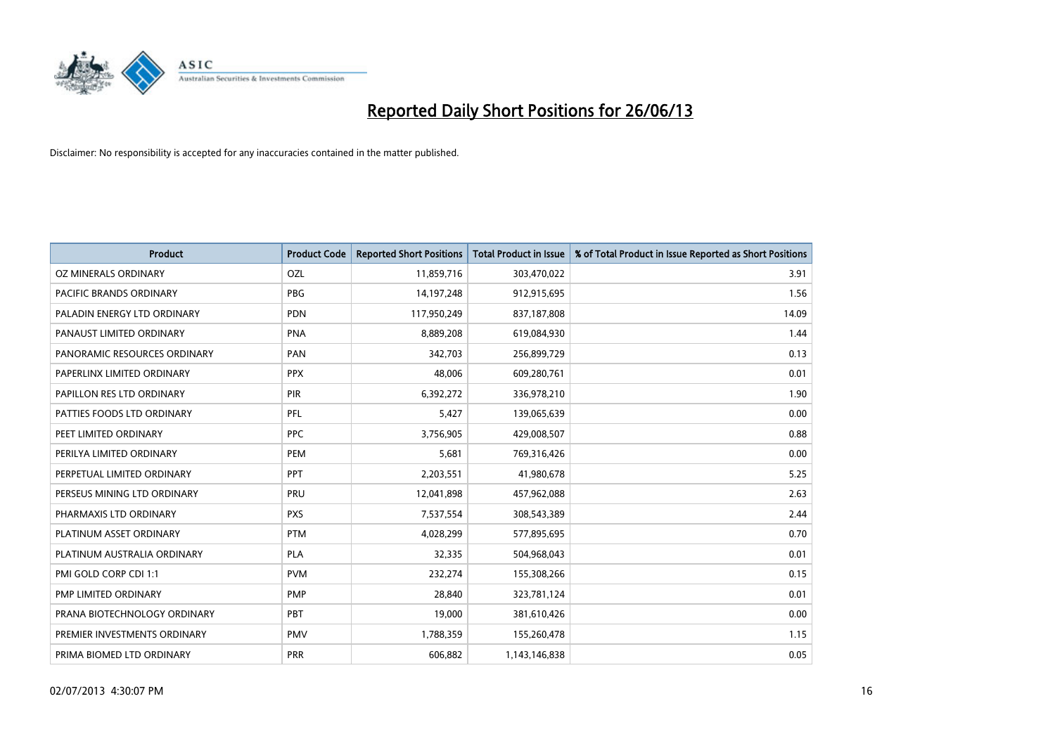# Reported Daily Short Positions for 26/06/13

Disclaimer: No responsibility is accepted for any inaccuracies contained in the matter published.

| Product | Product Code | Reported Short Positions | Total Product in Issue | % of Total Product in Issue Reported as Short Positions |
|---|---|---|---|---|
| OZ MINERALS ORDINARY | OZL | 11,859,716 | 303,470,022 | 3.91 |
| PACIFIC BRANDS ORDINARY | PBG | 14,197,248 | 912,915,695 | 1.56 |
| PALADIN ENERGY LTD ORDINARY | PDN | 117,950,249 | 837,187,808 | 14.09 |
| PANAUST LIMITED ORDINARY | PNA | 8,889,208 | 619,084,930 | 1.44 |
| PANORAMIC RESOURCES ORDINARY | PAN | 342,703 | 256,899,729 | 0.13 |
| PAPERLINX LIMITED ORDINARY | PPX | 48,006 | 609,280,761 | 0.01 |
| PAPILLON RES LTD ORDINARY | PIR | 6,392,272 | 336,978,210 | 1.90 |
| PATTIES FOODS LTD ORDINARY | PFL | 5,427 | 139,065,639 | 0.00 |
| PEET LIMITED ORDINARY | PPC | 3,756,905 | 429,008,507 | 0.88 |
| PERILYA LIMITED ORDINARY | PEM | 5,681 | 769,316,426 | 0.00 |
| PERPETUAL LIMITED ORDINARY | PPT | 2,203,551 | 41,980,678 | 5.25 |
| PERSEUS MINING LTD ORDINARY | PRU | 12,041,898 | 457,962,088 | 2.63 |
| PHARMAXIS LTD ORDINARY | PXS | 7,537,554 | 308,543,389 | 2.44 |
| PLATINUM ASSET ORDINARY | PTM | 4,028,299 | 577,895,695 | 0.70 |
| PLATINUM AUSTRALIA ORDINARY | PLA | 32,335 | 504,968,043 | 0.01 |
| PMI GOLD CORP CDI 1:1 | PVM | 232,274 | 155,308,266 | 0.15 |
| PMP LIMITED ORDINARY | PMP | 28,840 | 323,781,124 | 0.01 |
| PRANA BIOTECHNOLOGY ORDINARY | PBT | 19,000 | 381,610,426 | 0.00 |
| PREMIER INVESTMENTS ORDINARY | PMV | 1,788,359 | 155,260,478 | 1.15 |
| PRIMA BIOMED LTD ORDINARY | PRR | 606,882 | 1,143,146,838 | 0.05 |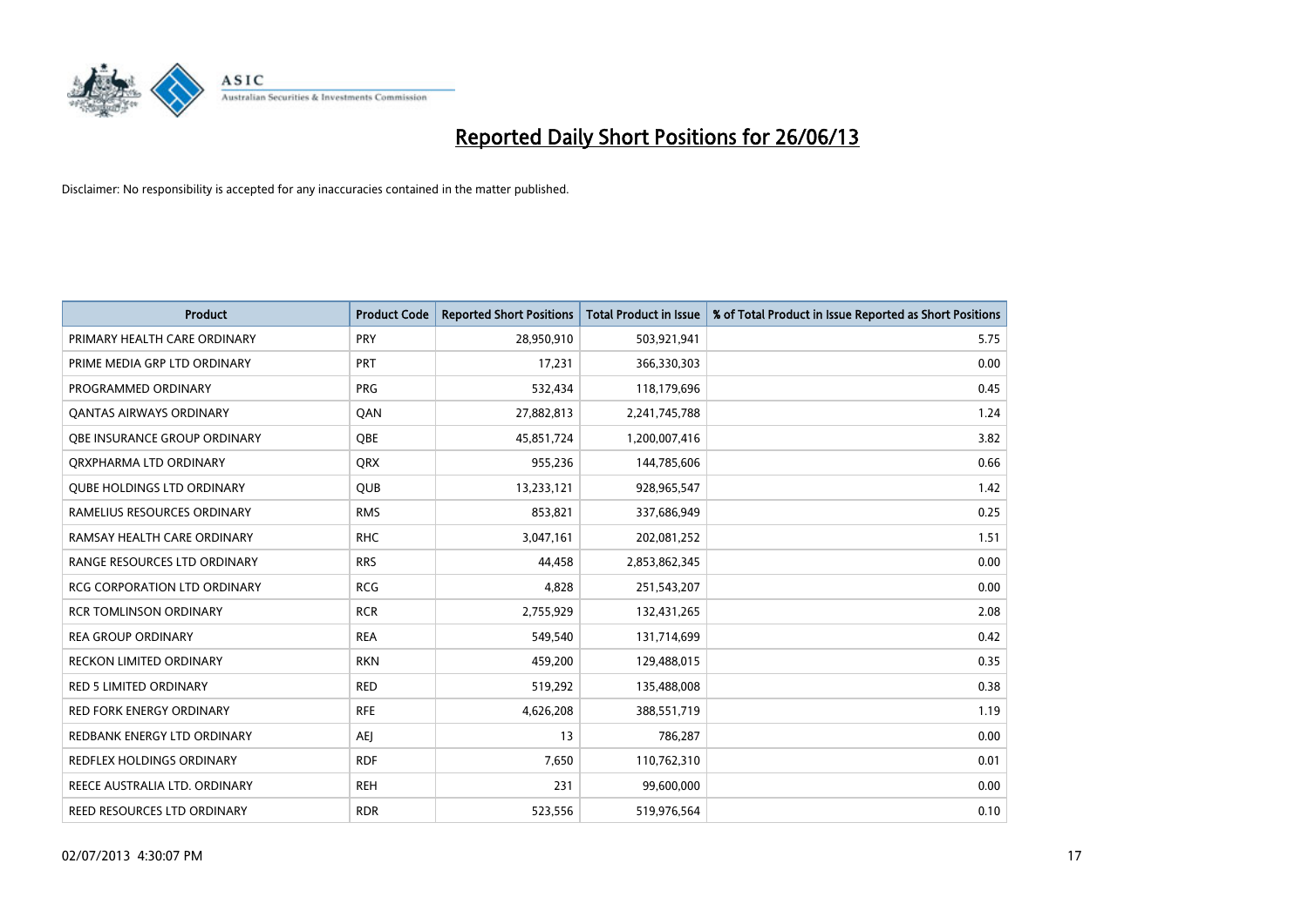# Reported Daily Short Positions for 26/06/13

Disclaimer: No responsibility is accepted for any inaccuracies contained in the matter published.

| Product | Product Code | Reported Short Positions | Total Product in Issue | % of Total Product in Issue Reported as Short Positions |
|---|---|---|---|---|
| PRIMARY HEALTH CARE ORDINARY | PRY | 28,950,910 | 503,921,941 | 5.75 |
| PRIME MEDIA GRP LTD ORDINARY | PRT | 17,231 | 366,330,303 | 0.00 |
| PROGRAMMED ORDINARY | PRG | 532,434 | 118,179,696 | 0.45 |
| QANTAS AIRWAYS ORDINARY | QAN | 27,882,813 | 2,241,745,788 | 1.24 |
| QBE INSURANCE GROUP ORDINARY | QBE | 45,851,724 | 1,200,007,416 | 3.82 |
| QRXPHARMA LTD ORDINARY | QRX | 955,236 | 144,785,606 | 0.66 |
| QUBE HOLDINGS LTD ORDINARY | QUB | 13,233,121 | 928,965,547 | 1.42 |
| RAMELIUS RESOURCES ORDINARY | RMS | 853,821 | 337,686,949 | 0.25 |
| RAMSAY HEALTH CARE ORDINARY | RHC | 3,047,161 | 202,081,252 | 1.51 |
| RANGE RESOURCES LTD ORDINARY | RRS | 44,458 | 2,853,862,345 | 0.00 |
| RCG CORPORATION LTD ORDINARY | RCG | 4,828 | 251,543,207 | 0.00 |
| RCR TOMLINSON ORDINARY | RCR | 2,755,929 | 132,431,265 | 2.08 |
| REA GROUP ORDINARY | REA | 549,540 | 131,714,699 | 0.42 |
| RECKON LIMITED ORDINARY | RKN | 459,200 | 129,488,015 | 0.35 |
| RED 5 LIMITED ORDINARY | RED | 519,292 | 135,488,008 | 0.38 |
| RED FORK ENERGY ORDINARY | RFE | 4,626,208 | 388,551,719 | 1.19 |
| REDBANK ENERGY LTD ORDINARY | AEJ | 13 | 786,287 | 0.00 |
| REDFLEX HOLDINGS ORDINARY | RDF | 7,650 | 110,762,310 | 0.01 |
| REECE AUSTRALIA LTD. ORDINARY | REH | 231 | 99,600,000 | 0.00 |
| REED RESOURCES LTD ORDINARY | RDR | 523,556 | 519,976,564 | 0.10 |

02/07/2013 4:30:07 PM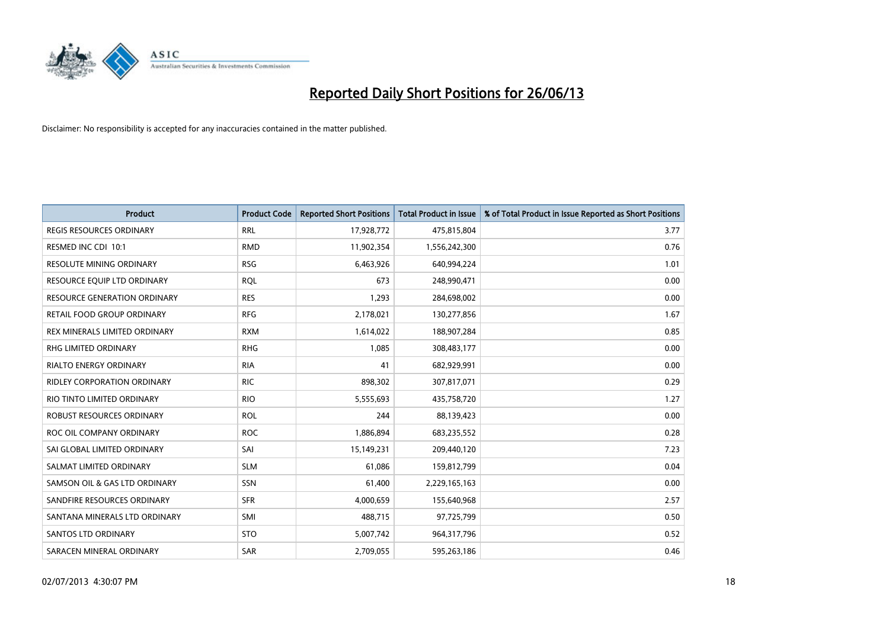# Reported Daily Short Positions for 26/06/13

Disclaimer: No responsibility is accepted for any inaccuracies contained in the matter published.

| Product | Product Code | Reported Short Positions | Total Product in Issue | % of Total Product in Issue Reported as Short Positions |
|---|---|---|---|---|
| REGIS RESOURCES ORDINARY | RRL | 17,928,772 | 475,815,804 | 3.77 |
| RESMED INC CDI 10:1 | RMD | 11,902,354 | 1,556,242,300 | 0.76 |
| RESOLUTE MINING ORDINARY | RSG | 6,463,926 | 640,994,224 | 1.01 |
| RESOURCE EQUIP LTD ORDINARY | RQL | 673 | 248,990,471 | 0.00 |
| RESOURCE GENERATION ORDINARY | RES | 1,293 | 284,698,002 | 0.00 |
| RETAIL FOOD GROUP ORDINARY | RFG | 2,178,021 | 130,277,856 | 1.67 |
| REX MINERALS LIMITED ORDINARY | RXM | 1,614,022 | 188,907,284 | 0.85 |
| RHG LIMITED ORDINARY | RHG | 1,085 | 308,483,177 | 0.00 |
| RIALTO ENERGY ORDINARY | RIA | 41 | 682,929,991 | 0.00 |
| RIDLEY CORPORATION ORDINARY | RIC | 898,302 | 307,817,071 | 0.29 |
| RIO TINTO LIMITED ORDINARY | RIO | 5,555,693 | 435,758,720 | 1.27 |
| ROBUST RESOURCES ORDINARY | ROL | 244 | 88,139,423 | 0.00 |
| ROC OIL COMPANY ORDINARY | ROC | 1,886,894 | 683,235,552 | 0.28 |
| SAI GLOBAL LIMITED ORDINARY | SAI | 15,149,231 | 209,440,120 | 7.23 |
| SALMAT LIMITED ORDINARY | SLM | 61,086 | 159,812,799 | 0.04 |
| SAMSON OIL & GAS LTD ORDINARY | SSN | 61,400 | 2,229,165,163 | 0.00 |
| SANDFIRE RESOURCES ORDINARY | SFR | 4,000,659 | 155,640,968 | 2.57 |
| SANTANA MINERALS LTD ORDINARY | SMI | 488,715 | 97,725,799 | 0.50 |
| SANTOS LTD ORDINARY | STO | 5,007,742 | 964,317,796 | 0.52 |
| SARACEN MINERAL ORDINARY | SAR | 2,709,055 | 595,263,186 | 0.46 |

02/07/2013 4:30:07 PM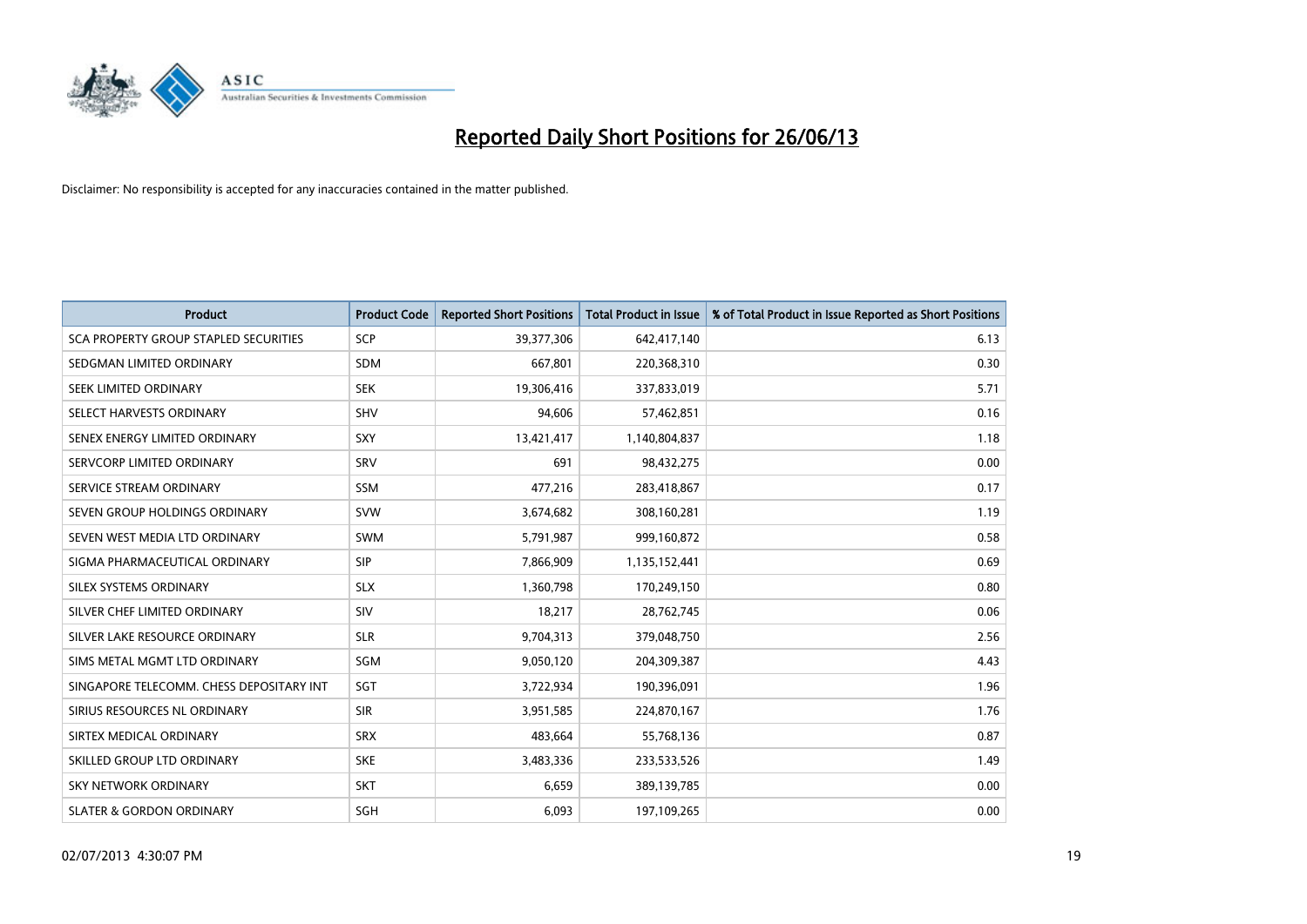# Reported Daily Short Positions for 26/06/13

Disclaimer: No responsibility is accepted for any inaccuracies contained in the matter published.

| Product | Product Code | Reported Short Positions | Total Product in Issue | % of Total Product in Issue Reported as Short Positions |
|---|---|---|---|---|
| SCA PROPERTY GROUP STAPLED SECURITIES | SCP | 39,377,306 | 642,417,140 | 6.13 |
| SEDGMAN LIMITED ORDINARY | SDM | 667,801 | 220,368,310 | 0.30 |
| SEEK LIMITED ORDINARY | SEK | 19,306,416 | 337,833,019 | 5.71 |
| SELECT HARVESTS ORDINARY | SHV | 94,606 | 57,462,851 | 0.16 |
| SENEX ENERGY LIMITED ORDINARY | SXY | 13,421,417 | 1,140,804,837 | 1.18 |
| SERVCORP LIMITED ORDINARY | SRV | 691 | 98,432,275 | 0.00 |
| SERVICE STREAM ORDINARY | SSM | 477,216 | 283,418,867 | 0.17 |
| SEVEN GROUP HOLDINGS ORDINARY | SVW | 3,674,682 | 308,160,281 | 1.19 |
| SEVEN WEST MEDIA LTD ORDINARY | SWM | 5,791,987 | 999,160,872 | 0.58 |
| SIGMA PHARMACEUTICAL ORDINARY | SIP | 7,866,909 | 1,135,152,441 | 0.69 |
| SILEX SYSTEMS ORDINARY | SLX | 1,360,798 | 170,249,150 | 0.80 |
| SILVER CHEF LIMITED ORDINARY | SIV | 18,217 | 28,762,745 | 0.06 |
| SILVER LAKE RESOURCE ORDINARY | SLR | 9,704,313 | 379,048,750 | 2.56 |
| SIMS METAL MGMT LTD ORDINARY | SGM | 9,050,120 | 204,309,387 | 4.43 |
| SINGAPORE TELECOMM. CHESS DEPOSITARY INT | SGT | 3,722,934 | 190,396,091 | 1.96 |
| SIRIUS RESOURCES NL ORDINARY | SIR | 3,951,585 | 224,870,167 | 1.76 |
| SIRTEX MEDICAL ORDINARY | SRX | 483,664 | 55,768,136 | 0.87 |
| SKILLED GROUP LTD ORDINARY | SKE | 3,483,336 | 233,533,526 | 1.49 |
| SKY NETWORK ORDINARY | SKT | 6,659 | 389,139,785 | 0.00 |
| SLATER & GORDON ORDINARY | SGH | 6,093 | 197,109,265 | 0.00 |

02/07/2013 4:30:07 PM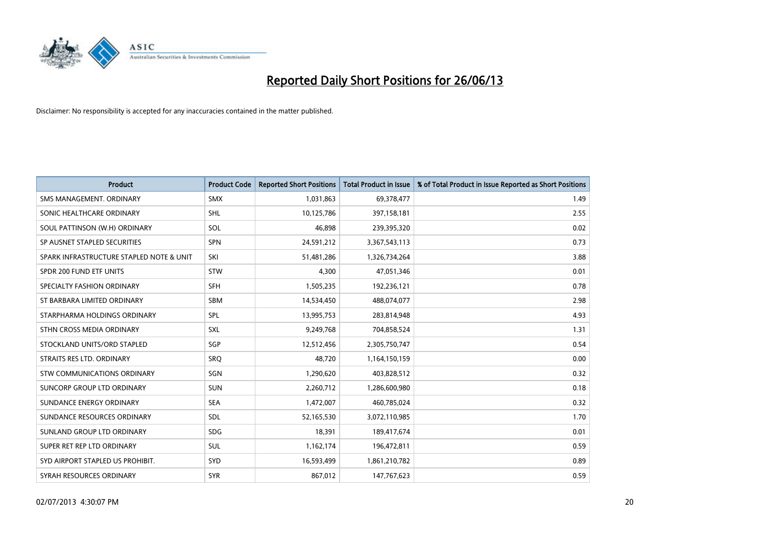# Reported Daily Short Positions for 26/06/13

Disclaimer: No responsibility is accepted for any inaccuracies contained in the matter published.

| Product | Product Code | Reported Short Positions | Total Product in Issue | % of Total Product in Issue Reported as Short Positions |
|---|---|---|---|---|
| SMS MANAGEMENT. ORDINARY | SMX | 1,031,863 | 69,378,477 | 1.49 |
| SONIC HEALTHCARE ORDINARY | SHL | 10,125,786 | 397,158,181 | 2.55 |
| SOUL PATTINSON (W.H) ORDINARY | SOL | 46,898 | 239,395,320 | 0.02 |
| SP AUSNET STAPLED SECURITIES | SPN | 24,591,212 | 3,367,543,113 | 0.73 |
| SPARK INFRASTRUCTURE STAPLED NOTE & UNIT | SKI | 51,481,286 | 1,326,734,264 | 3.88 |
| SPDR 200 FUND ETF UNITS | STW | 4,300 | 47,051,346 | 0.01 |
| SPECIALTY FASHION ORDINARY | SFH | 1,505,235 | 192,236,121 | 0.78 |
| ST BARBARA LIMITED ORDINARY | SBM | 14,534,450 | 488,074,077 | 2.98 |
| STARPHARMA HOLDINGS ORDINARY | SPL | 13,995,753 | 283,814,948 | 4.93 |
| STHN CROSS MEDIA ORDINARY | SXL | 9,249,768 | 704,858,524 | 1.31 |
| STOCKLAND UNITS/ORD STAPLED | SGP | 12,512,456 | 2,305,750,747 | 0.54 |
| STRAITS RES LTD. ORDINARY | SRQ | 48,720 | 1,164,150,159 | 0.00 |
| STW COMMUNICATIONS ORDINARY | SGN | 1,290,620 | 403,828,512 | 0.32 |
| SUNCORP GROUP LTD ORDINARY | SUN | 2,260,712 | 1,286,600,980 | 0.18 |
| SUNDANCE ENERGY ORDINARY | SEA | 1,472,007 | 460,785,024 | 0.32 |
| SUNDANCE RESOURCES ORDINARY | SDL | 52,165,530 | 3,072,110,985 | 1.70 |
| SUNLAND GROUP LTD ORDINARY | SDG | 18,391 | 189,417,674 | 0.01 |
| SUPER RET REP LTD ORDINARY | SUL | 1,162,174 | 196,472,811 | 0.59 |
| SYD AIRPORT STAPLED US PROHIBIT. | SYD | 16,593,499 | 1,861,210,782 | 0.89 |
| SYRAH RESOURCES ORDINARY | SYR | 867,012 | 147,767,623 | 0.59 |

02/07/2013 4:30:07 PM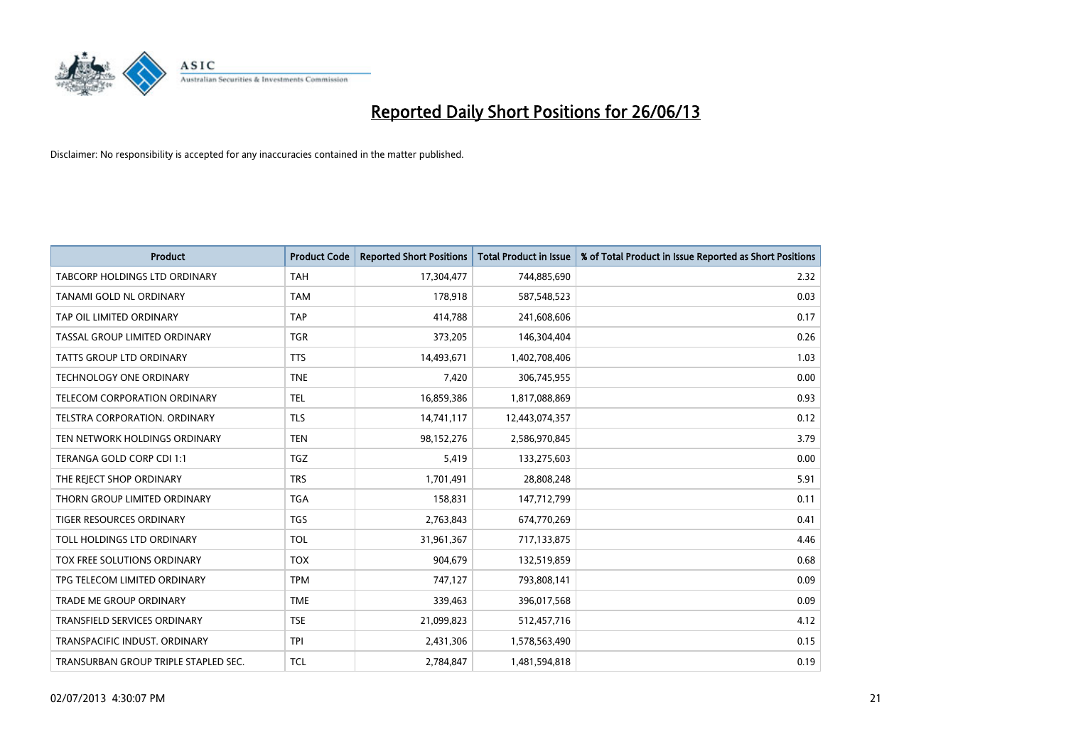# Reported Daily Short Positions for 26/06/13

Disclaimer: No responsibility is accepted for any inaccuracies contained in the matter published.

| Product | Product Code | Reported Short Positions | Total Product in Issue | % of Total Product in Issue Reported as Short Positions |
|---|---|---|---|---|
| TABCORP HOLDINGS LTD ORDINARY | TAH | 17,304,477 | 744,885,690 | 2.32 |
| TANAMI GOLD NL ORDINARY | TAM | 178,918 | 587,548,523 | 0.03 |
| TAP OIL LIMITED ORDINARY | TAP | 414,788 | 241,608,606 | 0.17 |
| TASSAL GROUP LIMITED ORDINARY | TGR | 373,205 | 146,304,404 | 0.26 |
| TATTS GROUP LTD ORDINARY | TTS | 14,493,671 | 1,402,708,406 | 1.03 |
| TECHNOLOGY ONE ORDINARY | TNE | 7,420 | 306,745,955 | 0.00 |
| TELECOM CORPORATION ORDINARY | TEL | 16,859,386 | 1,817,088,869 | 0.93 |
| TELSTRA CORPORATION. ORDINARY | TLS | 14,741,117 | 12,443,074,357 | 0.12 |
| TEN NETWORK HOLDINGS ORDINARY | TEN | 98,152,276 | 2,586,970,845 | 3.79 |
| TERANGA GOLD CORP CDI 1:1 | TGZ | 5,419 | 133,275,603 | 0.00 |
| THE REJECT SHOP ORDINARY | TRS | 1,701,491 | 28,808,248 | 5.91 |
| THORN GROUP LIMITED ORDINARY | TGA | 158,831 | 147,712,799 | 0.11 |
| TIGER RESOURCES ORDINARY | TGS | 2,763,843 | 674,770,269 | 0.41 |
| TOLL HOLDINGS LTD ORDINARY | TOL | 31,961,367 | 717,133,875 | 4.46 |
| TOX FREE SOLUTIONS ORDINARY | TOX | 904,679 | 132,519,859 | 0.68 |
| TPG TELECOM LIMITED ORDINARY | TPM | 747,127 | 793,808,141 | 0.09 |
| TRADE ME GROUP ORDINARY | TME | 339,463 | 396,017,568 | 0.09 |
| TRANSFIELD SERVICES ORDINARY | TSE | 21,099,823 | 512,457,716 | 4.12 |
| TRANSPACIFIC INDUST. ORDINARY | TPI | 2,431,306 | 1,578,563,490 | 0.15 |
| TRANSURBAN GROUP TRIPLE STAPLED SEC. | TCL | 2,784,847 | 1,481,594,818 | 0.19 |

02/07/2013 4:30:07 PM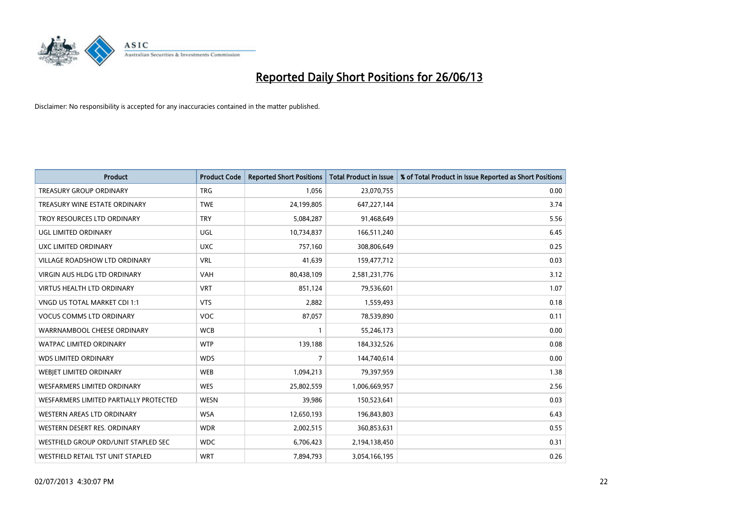# Reported Daily Short Positions for 26/06/13

Disclaimer: No responsibility is accepted for any inaccuracies contained in the matter published.

| Product | Product Code | Reported Short Positions | Total Product in Issue | % of Total Product in Issue Reported as Short Positions |
|---|---|---|---|---|
| TREASURY GROUP ORDINARY | TRG | 1,056 | 23,070,755 | 0.00 |
| TREASURY WINE ESTATE ORDINARY | TWE | 24,199,805 | 647,227,144 | 3.74 |
| TROY RESOURCES LTD ORDINARY | TRY | 5,084,287 | 91,468,649 | 5.56 |
| UGL LIMITED ORDINARY | UGL | 10,734,837 | 166,511,240 | 6.45 |
| UXC LIMITED ORDINARY | UXC | 757,160 | 308,806,649 | 0.25 |
| VILLAGE ROADSHOW LTD ORDINARY | VRL | 41,639 | 159,477,712 | 0.03 |
| VIRGIN AUS HLDG LTD ORDINARY | VAH | 80,438,109 | 2,581,231,776 | 3.12 |
| VIRTUS HEALTH LTD ORDINARY | VRT | 851,124 | 79,536,601 | 1.07 |
| VNGD US TOTAL MARKET CDI 1:1 | VTS | 2,882 | 1,559,493 | 0.18 |
| VOCUS COMMS LTD ORDINARY | VOC | 87,057 | 78,539,890 | 0.11 |
| WARRNAMBOOL CHEESE ORDINARY | WCB | 1 | 55,246,173 | 0.00 |
| WATPAC LIMITED ORDINARY | WTP | 139,188 | 184,332,526 | 0.08 |
| WDS LIMITED ORDINARY | WDS | 7 | 144,740,614 | 0.00 |
| WEBJET LIMITED ORDINARY | WEB | 1,094,213 | 79,397,959 | 1.38 |
| WESFARMERS LIMITED ORDINARY | WES | 25,802,559 | 1,006,669,957 | 2.56 |
| WESFARMERS LIMITED PARTIALLY PROTECTED | WESN | 39,986 | 150,523,641 | 0.03 |
| WESTERN AREAS LTD ORDINARY | WSA | 12,650,193 | 196,843,803 | 6.43 |
| WESTERN DESERT RES. ORDINARY | WDR | 2,002,515 | 360,853,631 | 0.55 |
| WESTFIELD GROUP ORD/UNIT STAPLED SEC | WDC | 6,706,423 | 2,194,138,450 | 0.31 |
| WESTFIELD RETAIL TST UNIT STAPLED | WRT | 7,894,793 | 3,054,166,195 | 0.26 |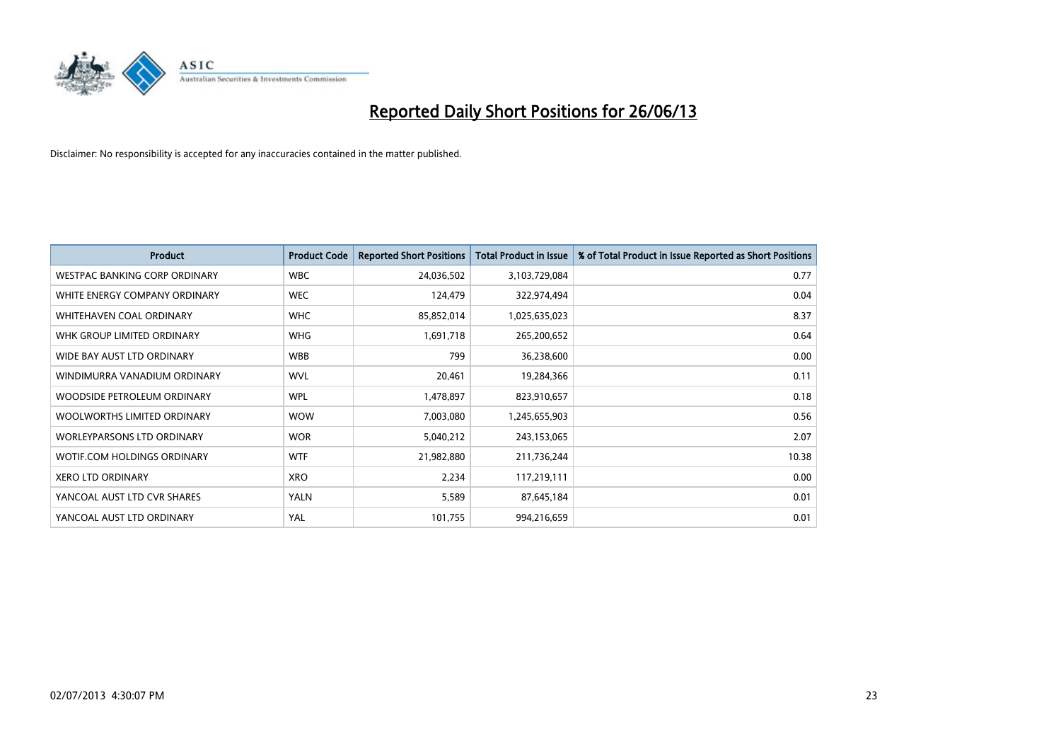# Reported Daily Short Positions for 26/06/13

Disclaimer: No responsibility is accepted for any inaccuracies contained in the matter published.

| Product | Product Code | Reported Short Positions | Total Product in Issue | % of Total Product in Issue Reported as Short Positions |
| --- | --- | --- | --- | --- |
| WESTPAC BANKING CORP ORDINARY | WBC | 24,036,502 | 3,103,729,084 | 0.77 |
| WHITE ENERGY COMPANY ORDINARY | WEC | 124,479 | 322,974,494 | 0.04 |
| WHITEHAVEN COAL ORDINARY | WHC | 85,852,014 | 1,025,635,023 | 8.37 |
| WHK GROUP LIMITED ORDINARY | WHG | 1,691,718 | 265,200,652 | 0.64 |
| WIDE BAY AUST LTD ORDINARY | WBB | 799 | 36,238,600 | 0.00 |
| WINDIMURRA VANADIUM ORDINARY | WVL | 20,461 | 19,284,366 | 0.11 |
| WOODSIDE PETROLEUM ORDINARY | WPL | 1,478,897 | 823,910,657 | 0.18 |
| WOOLWORTHS LIMITED ORDINARY | WOW | 7,003,080 | 1,245,655,903 | 0.56 |
| WORLEYPARSONS LTD ORDINARY | WOR | 5,040,212 | 243,153,065 | 2.07 |
| WOTIF.COM HOLDINGS ORDINARY | WTF | 21,982,880 | 211,736,244 | 10.38 |
| XERO LTD ORDINARY | XRO | 2,234 | 117,219,111 | 0.00 |
| YANCOAL AUST LTD CVR SHARES | YALN | 5,589 | 87,645,184 | 0.01 |
| YANCOAL AUST LTD ORDINARY | YAL | 101,755 | 994,216,659 | 0.01 |